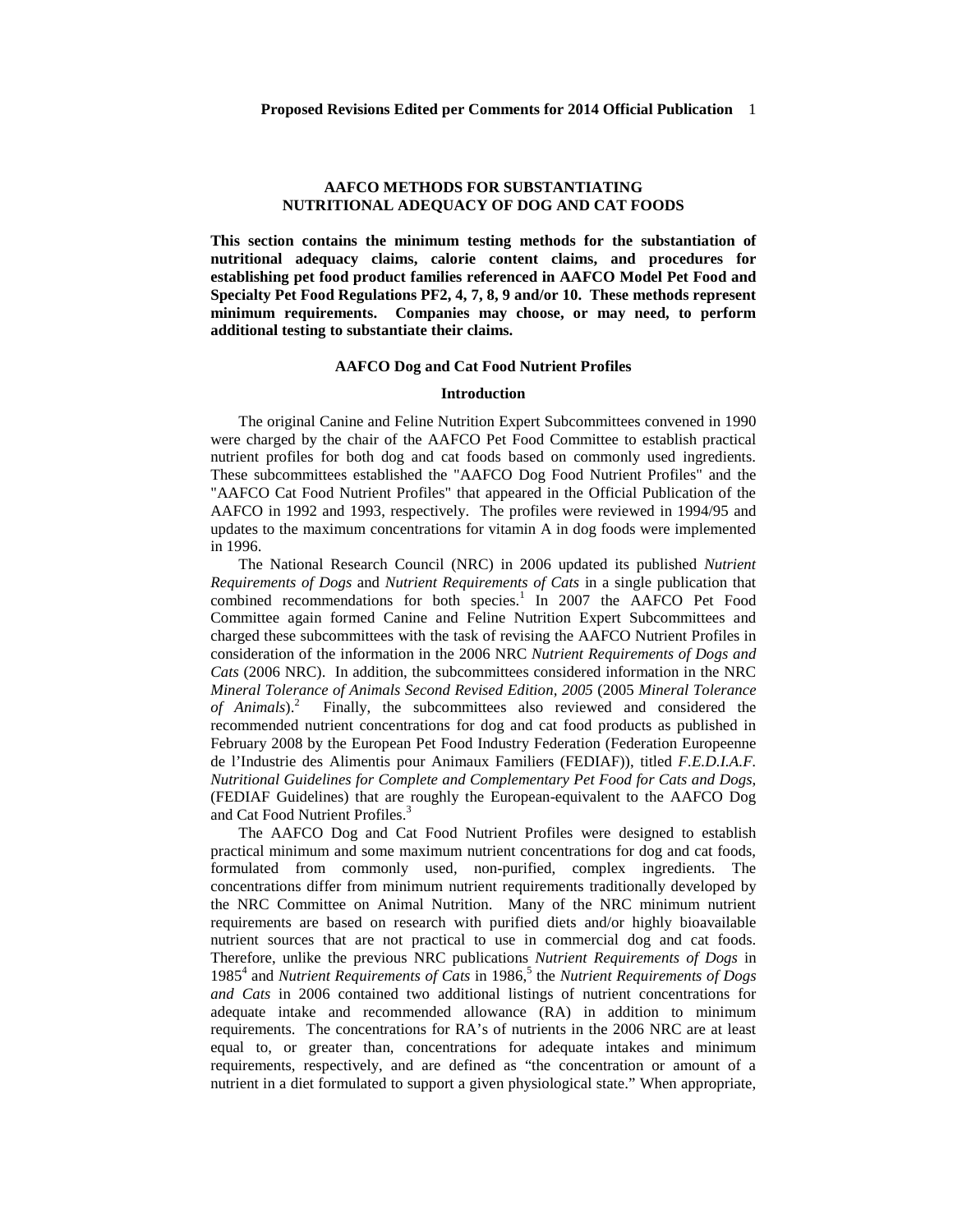# AAFCO METHODS FOR SUBSTANTIATING NUTRITIONAL ADEQUACY OF DOG AND CAT FOODS

**This section contains the minimum testing methods for the substantiation of nutritional adequacy claims, calorie content claims, and procedures for establishing pet food product families referenced in AAFCO Model Pet Food and Specialty Pet Food Regulations PF2, 4, 7, 8, 9 and/or 10. These methods represent minimum requirements. Companies may choose, or may need, to perform additional testing to substantiate their claims.**

## AAFCO Dog and Cat Food Nutrient Profiles

### Introduction

The original Canine and Feline Nutrition Expert Subcommittees convened in 1990 were charged by the chair of the AAFCO Pet Food Committee to establish practical nutrient profiles for both dog and cat foods based on commonly used ingredients. These subcommittees established the "AAFCO Dog Food Nutrient Profiles" and the "AAFCO Cat Food Nutrient Profiles" that appeared in the Official Publication of the AAFCO in 1992 and 1993, respectively. The profiles were reviewed in 1994/95 and updates to the maximum concentrations for vitamin A in dog foods were implemented in 1996.

The National Research Council (NRC) in 2006 updated its published *Nutrient Requirements of Dogs* and *Nutrient Requirements of Cats* in a single publication that combined recommendations for both species.[1] In 2007 the AAFCO Pet Food Committee again formed Canine and Feline Nutrition Expert Subcommittees and charged these subcommittees with the task of revising the AAFCO Nutrient Profiles in consideration of the information in the 2006 NRC *Nutrient Requirements of Dogs and Cats* (2006 NRC). In addition, the subcommittees considered information in the NRC *Mineral Tolerance of Animals Second Revised Edition, 2005* (2005 *Mineral Tolerance of Animals*).[2] Finally, the subcommittees also reviewed and considered the recommended nutrient concentrations for dog and cat food products as published in February 2008 by the European Pet Food Industry Federation (Federation Europeenne de l'Industrie des Alimentis pour Animaux Familiers (FEDIAF)), titled *F.E.D.I.A.F. Nutritional Guidelines for Complete and Complementary Pet Food for Cats and Dogs*, (FEDIAF Guidelines) that are roughly the European-equivalent to the AAFCO Dog and Cat Food Nutrient Profiles.[3]

The AAFCO Dog and Cat Food Nutrient Profiles were designed to establish practical minimum and some maximum nutrient concentrations for dog and cat foods, formulated from commonly used, non-purified, complex ingredients. The concentrations differ from minimum nutrient requirements traditionally developed by the NRC Committee on Animal Nutrition. Many of the NRC minimum nutrient requirements are based on research with purified diets and/or highly bioavailable nutrient sources that are not practical to use in commercial dog and cat foods. Therefore, unlike the previous NRC publications *Nutrient Requirements of Dogs* in 1985[4] and *Nutrient Requirements of Cats* in 1986,[5] the *Nutrient Requirements of Dogs and Cats* in 2006 contained two additional listings of nutrient concentrations for adequate intake and recommended allowance (RA) in addition to minimum requirements. The concentrations for RA's of nutrients in the 2006 NRC are at least equal to, or greater than, concentrations for adequate intakes and minimum requirements, respectively, and are defined as "the concentration or amount of a nutrient in a diet formulated to support a given physiological state." When appropriate,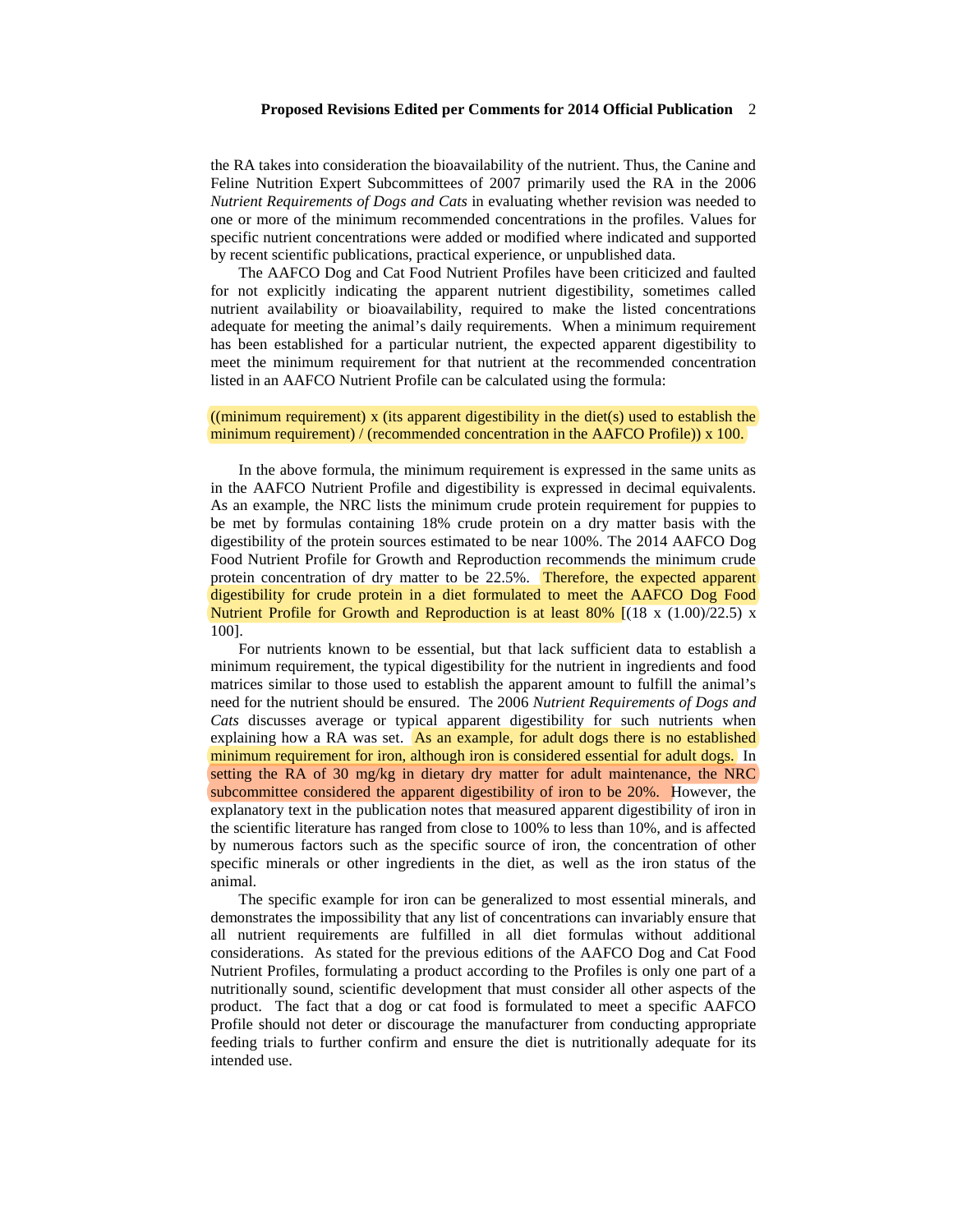the RA takes into consideration the bioavailability of the nutrient. Thus, the Canine and Feline Nutrition Expert Subcommittees of 2007 primarily used the RA in the 2006 *Nutrient Requirements of Dogs and Cats* in evaluating whether revision was needed to one or more of the minimum recommended concentrations in the profiles. Values for specific nutrient concentrations were added or modified where indicated and supported by recent scientific publications, practical experience, or unpublished data.

The AAFCO Dog and Cat Food Nutrient Profiles have been criticized and faulted for not explicitly indicating the apparent nutrient digestibility, sometimes called nutrient availability or bioavailability, required to make the listed concentrations adequate for meeting the animal's daily requirements. When a minimum requirement has been established for a particular nutrient, the expected apparent digestibility to meet the minimum requirement for that nutrient at the recommended concentration listed in an AAFCO Nutrient Profile can be calculated using the formula:

((minimum requirement) x (its apparent digestibility in the diet(s) used to establish the minimum requirement) / (recommended concentration in the AAFCO Profile)) x 100.

In the above formula, the minimum requirement is expressed in the same units as in the AAFCO Nutrient Profile and digestibility is expressed in decimal equivalents. As an example, the NRC lists the minimum crude protein requirement for puppies to be met by formulas containing 18% crude protein on a dry matter basis with the digestibility of the protein sources estimated to be near 100%. The 2014 AAFCO Dog Food Nutrient Profile for Growth and Reproduction recommends the minimum crude protein concentration of dry matter to be 22.5%. Therefore, the expected apparent digestibility for crude protein in a diet formulated to meet the AAFCO Dog Food Nutrient Profile for Growth and Reproduction is at least 80% [(18 x (1.00)/22.5) x 100].

For nutrients known to be essential, but that lack sufficient data to establish a minimum requirement, the typical digestibility for the nutrient in ingredients and food matrices similar to those used to establish the apparent amount to fulfill the animal's need for the nutrient should be ensured. The 2006 *Nutrient Requirements of Dogs and Cats* discusses average or typical apparent digestibility for such nutrients when explaining how a RA was set. As an example, for adult dogs there is no established minimum requirement for iron, although iron is considered essential for adult dogs. In setting the RA of 30 mg/kg in dietary dry matter for adult maintenance, the NRC subcommittee considered the apparent digestibility of iron to be 20%. However, the explanatory text in the publication notes that measured apparent digestibility of iron in the scientific literature has ranged from close to 100% to less than 10%, and is affected by numerous factors such as the specific source of iron, the concentration of other specific minerals or other ingredients in the diet, as well as the iron status of the animal.

The specific example for iron can be generalized to most essential minerals, and demonstrates the impossibility that any list of concentrations can invariably ensure that all nutrient requirements are fulfilled in all diet formulas without additional considerations. As stated for the previous editions of the AAFCO Dog and Cat Food Nutrient Profiles, formulating a product according to the Profiles is only one part of a nutritionally sound, scientific development that must consider all other aspects of the product. The fact that a dog or cat food is formulated to meet a specific AAFCO Profile should not deter or discourage the manufacturer from conducting appropriate feeding trials to further confirm and ensure the diet is nutritionally adequate for its intended use.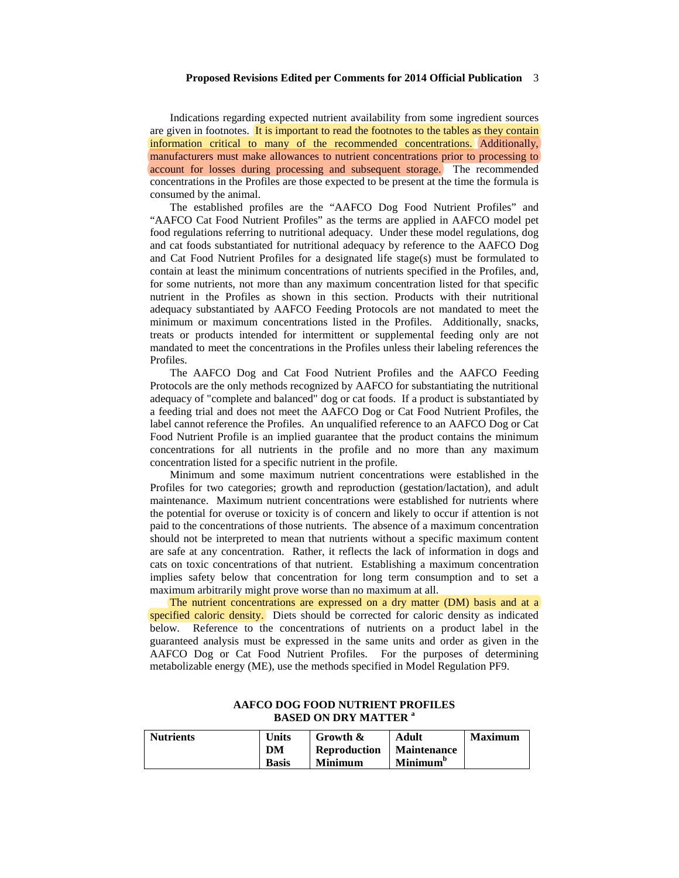Indications regarding expected nutrient availability from some ingredient sources are given in footnotes. It is important to read the footnotes to the tables as they contain information critical to many of the recommended concentrations. Additionally, manufacturers must make allowances to nutrient concentrations prior to processing to account for losses during processing and subsequent storage. The recommended concentrations in the Profiles are those expected to be present at the time the formula is consumed by the animal.

The established profiles are the "AAFCO Dog Food Nutrient Profiles" and "AAFCO Cat Food Nutrient Profiles" as the terms are applied in AAFCO model pet food regulations referring to nutritional adequacy. Under these model regulations, dog and cat foods substantiated for nutritional adequacy by reference to the AAFCO Dog and Cat Food Nutrient Profiles for a designated life stage(s) must be formulated to contain at least the minimum concentrations of nutrients specified in the Profiles, and, for some nutrients, not more than any maximum concentration listed for that specific nutrient in the Profiles as shown in this section. Products with their nutritional adequacy substantiated by AAFCO Feeding Protocols are not mandated to meet the minimum or maximum concentrations listed in the Profiles. Additionally, snacks, treats or products intended for intermittent or supplemental feeding only are not mandated to meet the concentrations in the Profiles unless their labeling references the Profiles.

The AAFCO Dog and Cat Food Nutrient Profiles and the AAFCO Feeding Protocols are the only methods recognized by AAFCO for substantiating the nutritional adequacy of "complete and balanced" dog or cat foods. If a product is substantiated by a feeding trial and does not meet the AAFCO Dog or Cat Food Nutrient Profiles, the label cannot reference the Profiles. An unqualified reference to an AAFCO Dog or Cat Food Nutrient Profile is an implied guarantee that the product contains the minimum concentrations for all nutrients in the profile and no more than any maximum concentration listed for a specific nutrient in the profile.

Minimum and some maximum nutrient concentrations were established in the Profiles for two categories; growth and reproduction (gestation/lactation), and adult maintenance. Maximum nutrient concentrations were established for nutrients where the potential for overuse or toxicity is of concern and likely to occur if attention is not paid to the concentrations of those nutrients. The absence of a maximum concentration should not be interpreted to mean that nutrients without a specific maximum content are safe at any concentration. Rather, it reflects the lack of information in dogs and cats on toxic concentrations of that nutrient. Establishing a maximum concentration implies safety below that concentration for long term consumption and to set a maximum arbitrarily might prove worse than no maximum at all.

The nutrient concentrations are expressed on a dry matter (DM) basis and at a specified caloric density. Diets should be corrected for caloric density as indicated below. Reference to the concentrations of nutrients on a product label in the guaranteed analysis must be expressed in the same units and order as given in the AAFCO Dog or Cat Food Nutrient Profiles. For the purposes of determining metabolizable energy (ME), use the methods specified in Model Regulation PF9.

**AAFCO DOG FOOD NUTRIENT PROFILES BASED ON DRY MATTER [a]**

| Nutrients | Units DM Basis | Growth & Reproduction Minimum | Adult Maintenance Minimum[b] | Maximum |
|---|---|---|---|---|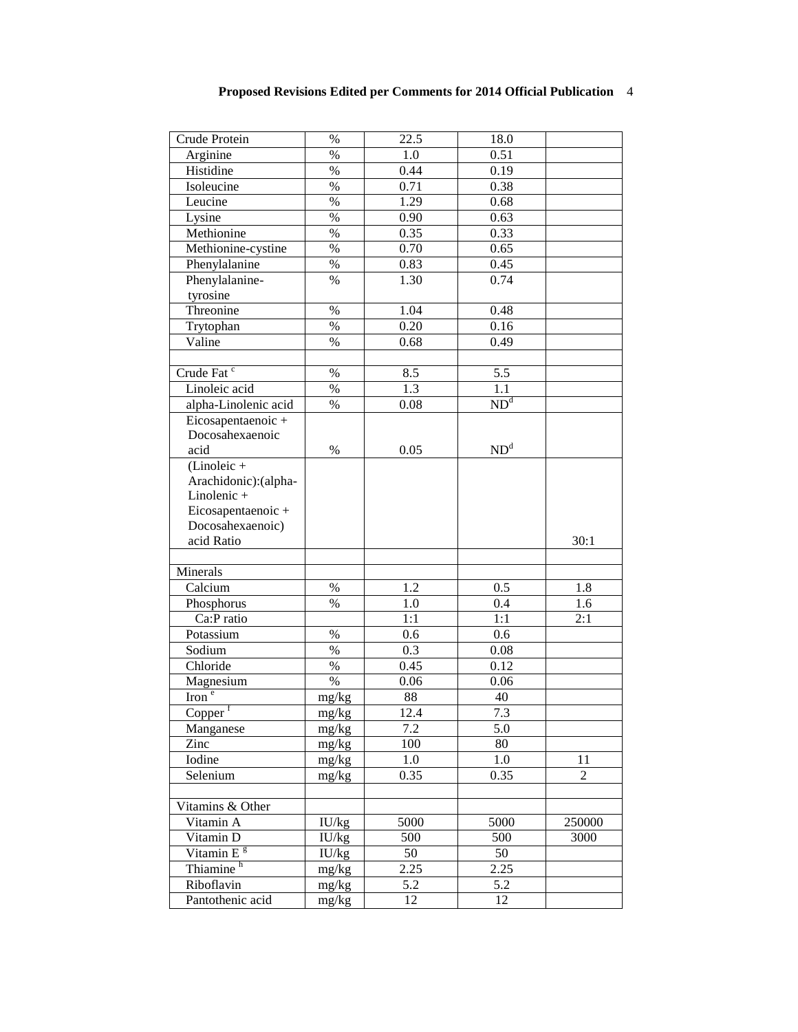| Crude Protein | % | 22.5 | 18.0 | |
|---|---|---|---|---|
| Arginine | % | 1.0 | 0.51 | |
| Histidine | % | 0.44 | 0.19 | |
| Isoleucine | % | 0.71 | 0.38 | |
| Leucine | % | 1.29 | 0.68 | |
| Lysine | % | 0.90 | 0.63 | |
| Methionine | % | 0.35 | 0.33 | |
| Methionine-cystine | % | 0.70 | 0.65 | |
| Phenylalanine | % | 0.83 | 0.45 | |
| Phenylalanine-tyrosine | % | 1.30 | 0.74 | |
| Threonine | % | 1.04 | 0.48 | |
| Trytophan | % | 0.20 | 0.16 | |
| Valine | % | 0.68 | 0.49 | |
| | | | | |
| Crude Fat [c] | % | 8.5 | 5.5 | |
| Linoleic acid | % | 1.3 | 1.1 | |
| alpha-Linolenic acid | % | 0.08 | ND[d] | |
| Eicosapentaenoic + Docosahexaenoic acid | % | 0.05 | ND[d] | |
| (Linoleic + Arachidonic):(alpha-Linolenic + Eicosapentaenoic + Docosahexaenoic) acid Ratio | | | | 30:1 |
| | | | | |
| Minerals | | | | |
| Calcium | % | 1.2 | 0.5 | 1.8 |
| Phosphorus | % | 1.0 | 0.4 | 1.6 |
| Ca:P ratio | | 1:1 | 1:1 | 2:1 |
| Potassium | % | 0.6 | 0.6 | |
| Sodium | % | 0.3 | 0.08 | |
| Chloride | % | 0.45 | 0.12 | |
| Magnesium | % | 0.06 | 0.06 | |
| Iron [e] | mg/kg | 88 | 40 | |
| Copper [f] | mg/kg | 12.4 | 7.3 | |
| Manganese | mg/kg | 7.2 | 5.0 | |
| Zinc | mg/kg | 100 | 80 | |
| Iodine | mg/kg | 1.0 | 1.0 | 11 |
| Selenium | mg/kg | 0.35 | 0.35 | 2 |
| | | | | |
| Vitamins & Other | | | | |
| Vitamin A | IU/kg | 5000 | 5000 | 250000 |
| Vitamin D | IU/kg | 500 | 500 | 3000 |
| Vitamin E [g] | IU/kg | 50 | 50 | |
| Thiamine [h] | mg/kg | 2.25 | 2.25 | |
| Riboflavin | mg/kg | 5.2 | 5.2 | |
| Pantothenic acid | mg/kg | 12 | 12 | |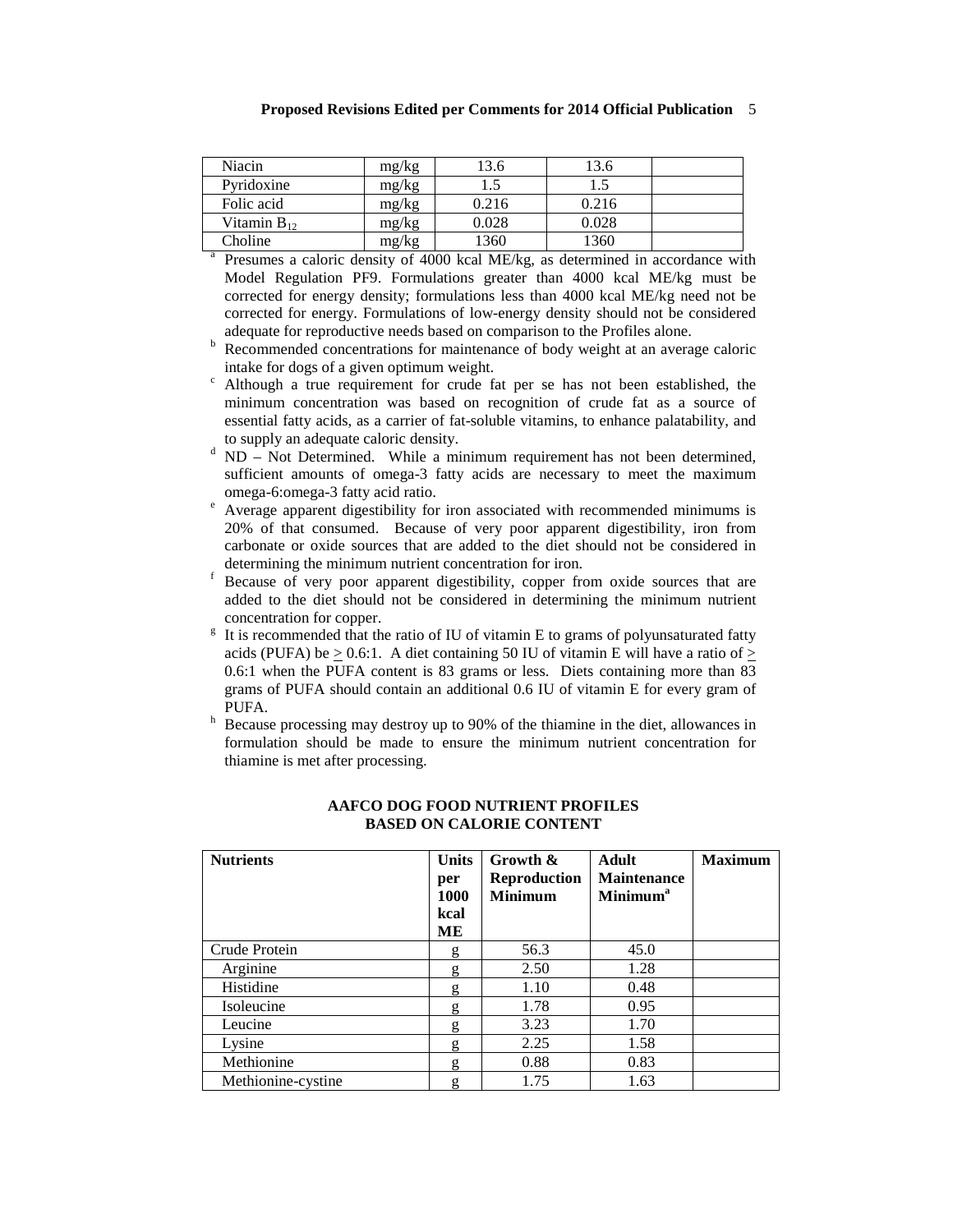| | | | | |
|---|---|---|---|---|
| Niacin | mg/kg | 13.6 | 13.6 | |
| Pyridoxine | mg/kg | 1.5 | 1.5 | |
| Folic acid | mg/kg | 0.216 | 0.216 | |
| Vitamin $B_{12}$ | mg/kg | 0.028 | 0.028 | |
| Choline | mg/kg | 1360 | 1360 | |

[a] Presumes a caloric density of 4000 kcal ME/kg, as determined in accordance with Model Regulation PF9. Formulations greater than 4000 kcal ME/kg must be corrected for energy density; formulations less than 4000 kcal ME/kg need not be corrected for energy. Formulations of low-energy density should not be considered adequate for reproductive needs based on comparison to the Profiles alone.

[b] Recommended concentrations for maintenance of body weight at an average caloric intake for dogs of a given optimum weight.

[c] Although a true requirement for crude fat per se has not been established, the minimum concentration was based on recognition of crude fat as a source of essential fatty acids, as a carrier of fat-soluble vitamins, to enhance palatability, and to supply an adequate caloric density.

[d] ND – Not Determined. While a minimum requirement has not been determined, sufficient amounts of omega-3 fatty acids are necessary to meet the maximum omega-6:omega-3 fatty acid ratio.

[e] Average apparent digestibility for iron associated with recommended minimums is 20% of that consumed. Because of very poor apparent digestibility, iron from carbonate or oxide sources that are added to the diet should not be considered in determining the minimum nutrient concentration for iron.

[f] Because of very poor apparent digestibility, copper from oxide sources that are added to the diet should not be considered in determining the minimum nutrient concentration for copper.

[g] It is recommended that the ratio of IU of vitamin E to grams of polyunsaturated fatty acids (PUFA) be ≥ 0.6:1. A diet containing 50 IU of vitamin E will have a ratio of ≥ 0.6:1 when the PUFA content is 83 grams or less. Diets containing more than 83 grams of PUFA should contain an additional 0.6 IU of vitamin E for every gram of PUFA.

[h] Because processing may destroy up to 90% of the thiamine in the diet, allowances in formulation should be made to ensure the minimum nutrient concentration for thiamine is met after processing.

## AAFCO DOG FOOD NUTRIENT PROFILES BASED ON CALORIE CONTENT

| Nutrients | Units per 1000 kcal ME | Growth & Reproduction Minimum | Adult Maintenance Minimum[a] | Maximum |
|---|---|---|---|---|
| Crude Protein | g | 56.3 | 45.0 | |
| Arginine | g | 2.50 | 1.28 | |
| Histidine | g | 1.10 | 0.48 | |
| Isoleucine | g | 1.78 | 0.95 | |
| Leucine | g | 3.23 | 1.70 | |
| Lysine | g | 2.25 | 1.58 | |
| Methionine | g | 0.88 | 0.83 | |
| Methionine-cystine | g | 1.75 | 1.63 | |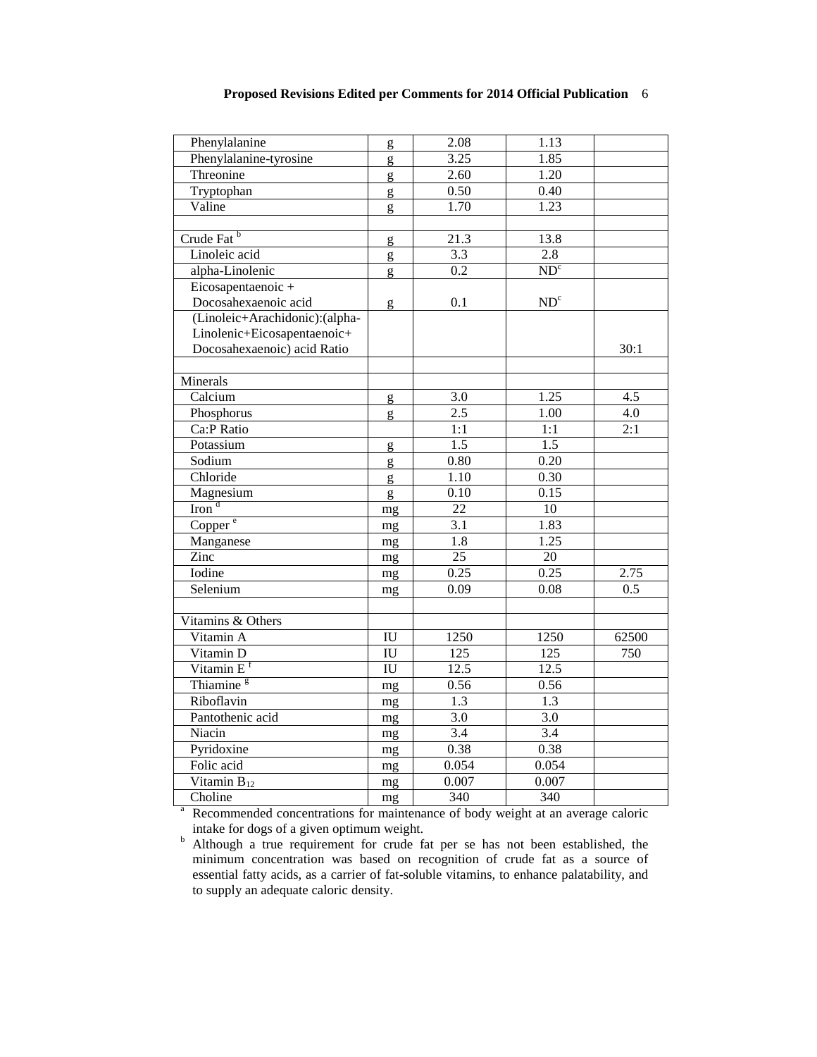| | | | | |
|---|---|---|---|---|
| Phenylalanine | g | 2.08 | 1.13 | |
| Phenylalanine-tyrosine | g | 3.25 | 1.85 | |
| Threonine | g | 2.60 | 1.20 | |
| Tryptophan | g | 0.50 | 0.40 | |
| Valine | g | 1.70 | 1.23 | |
| | | | | |
| Crude Fat [b] | g | 21.3 | 13.8 | |
| Linoleic acid | g | 3.3 | 2.8 | |
| alpha-Linolenic | g | 0.2 | ND[c] | |
| Eicosapentaenoic + Docosahexaenoic acid | g | 0.1 | ND[c] | |
| (Linoleic+Arachidonic):(alpha-Linolenic+Eicosapentaenoic+Docosahexaenoic) acid Ratio | | | | 30:1 |
| | | | | |
| Minerals | | | | |
| Calcium | g | 3.0 | 1.25 | 4.5 |
| Phosphorus | g | 2.5 | 1.00 | 4.0 |
| Ca:P Ratio | | 1:1 | 1:1 | 2:1 |
| Potassium | g | 1.5 | 1.5 | |
| Sodium | g | 0.80 | 0.20 | |
| Chloride | g | 1.10 | 0.30 | |
| Magnesium | g | 0.10 | 0.15 | |
| Iron [d] | mg | 22 | 10 | |
| Copper [e] | mg | 3.1 | 1.83 | |
| Manganese | mg | 1.8 | 1.25 | |
| Zinc | mg | 25 | 20 | |
| Iodine | mg | 0.25 | 0.25 | 2.75 |
| Selenium | mg | 0.09 | 0.08 | 0.5 |
| | | | | |
| Vitamins & Others | | | | |
| Vitamin A | IU | 1250 | 1250 | 62500 |
| Vitamin D | IU | 125 | 125 | 750 |
| Vitamin E [f] | IU | 12.5 | 12.5 | |
| Thiamine [g] | mg | 0.56 | 0.56 | |
| Riboflavin | mg | 1.3 | 1.3 | |
| Pantothenic acid | mg | 3.0 | 3.0 | |
| Niacin | mg | 3.4 | 3.4 | |
| Pyridoxine | mg | 0.38 | 0.38 | |
| Folic acid | mg | 0.054 | 0.054 | |
| Vitamin $B_{12}$ | mg | 0.007 | 0.007 | |
| Choline | mg | 340 | 340 | |

[a] Recommended concentrations for maintenance of body weight at an average caloric intake for dogs of a given optimum weight.

[b] Although a true requirement for crude fat per se has not been established, the minimum concentration was based on recognition of crude fat as a source of essential fatty acids, as a carrier of fat-soluble vitamins, to enhance palatability, and to supply an adequate caloric density.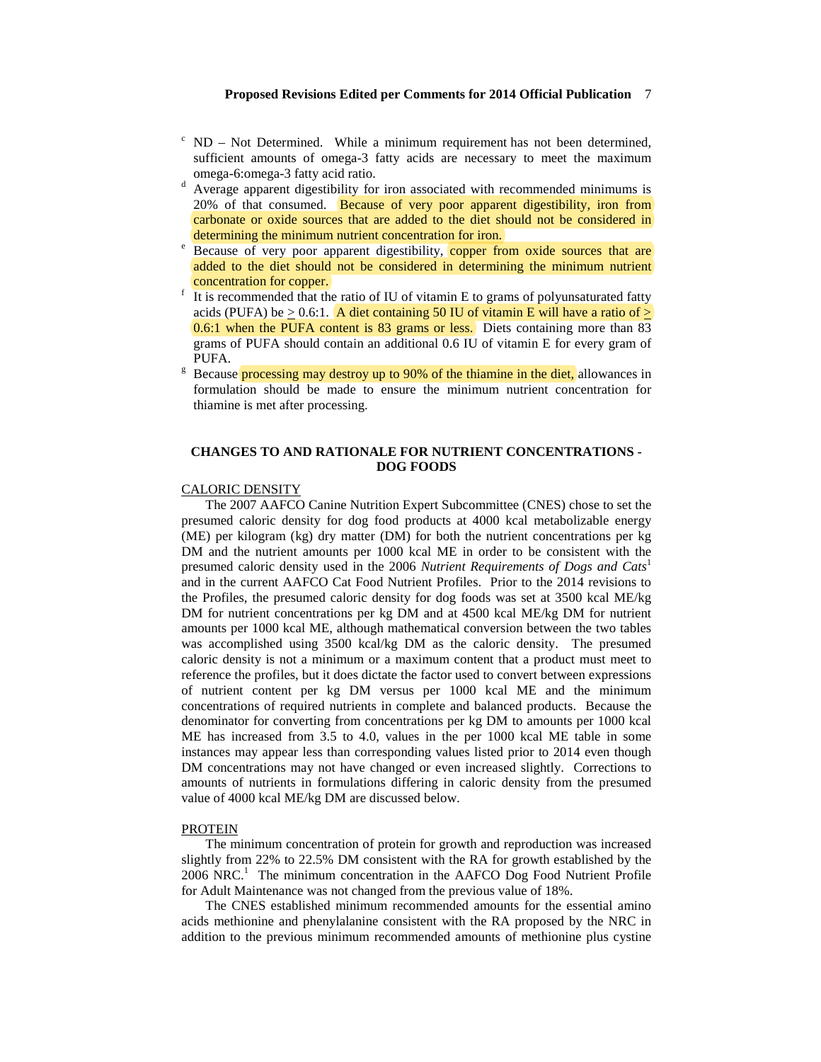[c] ND – Not Determined. While a minimum requirement has not been determined, sufficient amounts of omega-3 fatty acids are necessary to meet the maximum omega-6:omega-3 fatty acid ratio.

[d] Average apparent digestibility for iron associated with recommended minimums is 20% of that consumed. Because of very poor apparent digestibility, iron from carbonate or oxide sources that are added to the diet should not be considered in determining the minimum nutrient concentration for iron.

[e] Because of very poor apparent digestibility, copper from oxide sources that are added to the diet should not be considered in determining the minimum nutrient concentration for copper.

[f] It is recommended that the ratio of IU of vitamin E to grams of polyunsaturated fatty acids (PUFA) be ≥ 0.6:1. A diet containing 50 IU of vitamin E will have a ratio of ≥ 0.6:1 when the PUFA content is 83 grams or less. Diets containing more than 83 grams of PUFA should contain an additional 0.6 IU of vitamin E for every gram of PUFA.

[g] Because processing may destroy up to 90% of the thiamine in the diet, allowances in formulation should be made to ensure the minimum nutrient concentration for thiamine is met after processing.

## CHANGES TO AND RATIONALE FOR NUTRIENT CONCENTRATIONS - DOG FOODS

### CALORIC DENSITY

The 2007 AAFCO Canine Nutrition Expert Subcommittee (CNES) chose to set the presumed caloric density for dog food products at 4000 kcal metabolizable energy (ME) per kilogram (kg) dry matter (DM) for both the nutrient concentrations per kg DM and the nutrient amounts per 1000 kcal ME in order to be consistent with the presumed caloric density used in the 2006 *Nutrient Requirements of Dogs and Cats*[1] and in the current AAFCO Cat Food Nutrient Profiles. Prior to the 2014 revisions to the Profiles, the presumed caloric density for dog foods was set at 3500 kcal ME/kg DM for nutrient concentrations per kg DM and at 4500 kcal ME/kg DM for nutrient amounts per 1000 kcal ME, although mathematical conversion between the two tables was accomplished using 3500 kcal/kg DM as the caloric density. The presumed caloric density is not a minimum or a maximum content that a product must meet to reference the profiles, but it does dictate the factor used to convert between expressions of nutrient content per kg DM versus per 1000 kcal ME and the minimum concentrations of required nutrients in complete and balanced products. Because the denominator for converting from concentrations per kg DM to amounts per 1000 kcal ME has increased from 3.5 to 4.0, values in the per 1000 kcal ME table in some instances may appear less than corresponding values listed prior to 2014 even though DM concentrations may not have changed or even increased slightly. Corrections to amounts of nutrients in formulations differing in caloric density from the presumed value of 4000 kcal ME/kg DM are discussed below.

### PROTEIN

The minimum concentration of protein for growth and reproduction was increased slightly from 22% to 22.5% DM consistent with the RA for growth established by the 2006 NRC.[1] The minimum concentration in the AAFCO Dog Food Nutrient Profile for Adult Maintenance was not changed from the previous value of 18%.

The CNES established minimum recommended amounts for the essential amino acids methionine and phenylalanine consistent with the RA proposed by the NRC in addition to the previous minimum recommended amounts of methionine plus cystine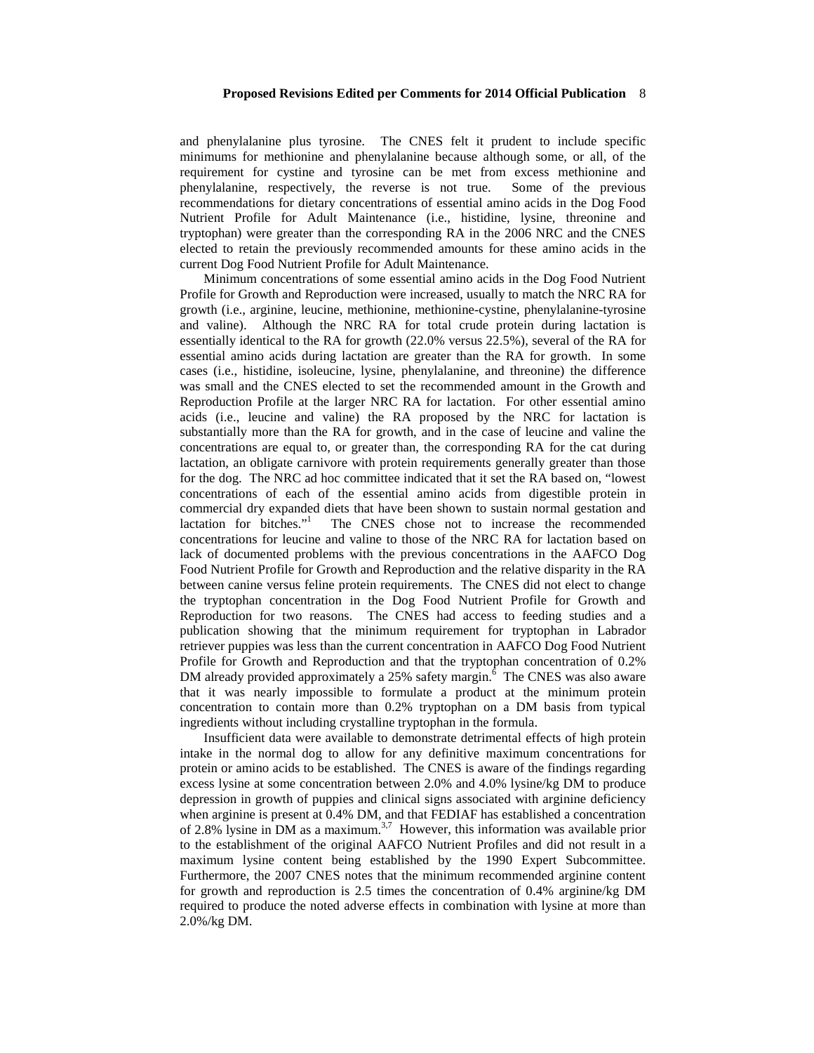and phenylalanine plus tyrosine. The CNES felt it prudent to include specific minimums for methionine and phenylalanine because although some, or all, of the requirement for cystine and tyrosine can be met from excess methionine and phenylalanine, respectively, the reverse is not true. Some of the previous recommendations for dietary concentrations of essential amino acids in the Dog Food Nutrient Profile for Adult Maintenance (i.e., histidine, lysine, threonine and tryptophan) were greater than the corresponding RA in the 2006 NRC and the CNES elected to retain the previously recommended amounts for these amino acids in the current Dog Food Nutrient Profile for Adult Maintenance.

Minimum concentrations of some essential amino acids in the Dog Food Nutrient Profile for Growth and Reproduction were increased, usually to match the NRC RA for growth (i.e., arginine, leucine, methionine, methionine-cystine, phenylalanine-tyrosine and valine). Although the NRC RA for total crude protein during lactation is essentially identical to the RA for growth (22.0% versus 22.5%), several of the RA for essential amino acids during lactation are greater than the RA for growth. In some cases (i.e., histidine, isoleucine, lysine, phenylalanine, and threonine) the difference was small and the CNES elected to set the recommended amount in the Growth and Reproduction Profile at the larger NRC RA for lactation. For other essential amino acids (i.e., leucine and valine) the RA proposed by the NRC for lactation is substantially more than the RA for growth, and in the case of leucine and valine the concentrations are equal to, or greater than, the corresponding RA for the cat during lactation, an obligate carnivore with protein requirements generally greater than those for the dog. The NRC ad hoc committee indicated that it set the RA based on, "lowest concentrations of each of the essential amino acids from digestible protein in commercial dry expanded diets that have been shown to sustain normal gestation and lactation for bitches."[1] The CNES chose not to increase the recommended concentrations for leucine and valine to those of the NRC RA for lactation based on lack of documented problems with the previous concentrations in the AAFCO Dog Food Nutrient Profile for Growth and Reproduction and the relative disparity in the RA between canine versus feline protein requirements. The CNES did not elect to change the tryptophan concentration in the Dog Food Nutrient Profile for Growth and Reproduction for two reasons. The CNES had access to feeding studies and a publication showing that the minimum requirement for tryptophan in Labrador retriever puppies was less than the current concentration in AAFCO Dog Food Nutrient Profile for Growth and Reproduction and that the tryptophan concentration of 0.2% DM already provided approximately a 25% safety margin.[6] The CNES was also aware that it was nearly impossible to formulate a product at the minimum protein concentration to contain more than 0.2% tryptophan on a DM basis from typical ingredients without including crystalline tryptophan in the formula.

Insufficient data were available to demonstrate detrimental effects of high protein intake in the normal dog to allow for any definitive maximum concentrations for protein or amino acids to be established. The CNES is aware of the findings regarding excess lysine at some concentration between 2.0% and 4.0% lysine/kg DM to produce depression in growth of puppies and clinical signs associated with arginine deficiency when arginine is present at 0.4% DM, and that FEDIAF has established a concentration of 2.8% lysine in DM as a maximum.[3,7] However, this information was available prior to the establishment of the original AAFCO Nutrient Profiles and did not result in a maximum lysine content being established by the 1990 Expert Subcommittee. Furthermore, the 2007 CNES notes that the minimum recommended arginine content for growth and reproduction is 2.5 times the concentration of 0.4% arginine/kg DM required to produce the noted adverse effects in combination with lysine at more than 2.0%/kg DM.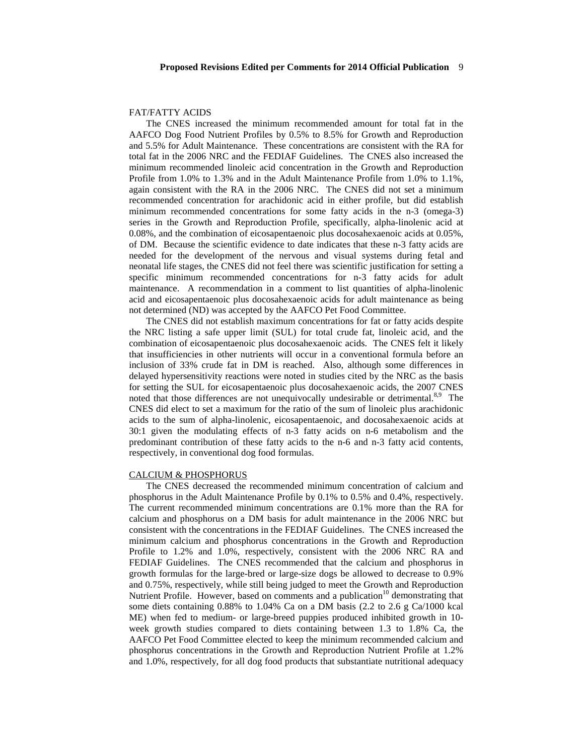FAT/FATTY ACIDS

The CNES increased the minimum recommended amount for total fat in the AAFCO Dog Food Nutrient Profiles by 0.5% to 8.5% for Growth and Reproduction and 5.5% for Adult Maintenance. These concentrations are consistent with the RA for total fat in the 2006 NRC and the FEDIAF Guidelines. The CNES also increased the minimum recommended linoleic acid concentration in the Growth and Reproduction Profile from 1.0% to 1.3% and in the Adult Maintenance Profile from 1.0% to 1.1%, again consistent with the RA in the 2006 NRC. The CNES did not set a minimum recommended concentration for arachidonic acid in either profile, but did establish minimum recommended concentrations for some fatty acids in the n-3 (omega-3) series in the Growth and Reproduction Profile, specifically, alpha-linolenic acid at 0.08%, and the combination of eicosapentaenoic plus docosahexaenoic acids at 0.05%, of DM. Because the scientific evidence to date indicates that these n-3 fatty acids are needed for the development of the nervous and visual systems during fetal and neonatal life stages, the CNES did not feel there was scientific justification for setting a specific minimum recommended concentrations for n-3 fatty acids for adult maintenance. A recommendation in a comment to list quantities of alpha-linolenic acid and eicosapentaenoic plus docosahexaenoic acids for adult maintenance as being not determined (ND) was accepted by the AAFCO Pet Food Committee.

The CNES did not establish maximum concentrations for fat or fatty acids despite the NRC listing a safe upper limit (SUL) for total crude fat, linoleic acid, and the combination of eicosapentaenoic plus docosahexaenoic acids. The CNES felt it likely that insufficiencies in other nutrients will occur in a conventional formula before an inclusion of 33% crude fat in DM is reached. Also, although some differences in delayed hypersensitivity reactions were noted in studies cited by the NRC as the basis for setting the SUL for eicosapentaenoic plus docosahexaenoic acids, the 2007 CNES noted that those differences are not unequivocally undesirable or detrimental.[8,9] The CNES did elect to set a maximum for the ratio of the sum of linoleic plus arachidonic acids to the sum of alpha-linolenic, eicosapentaenoic, and docosahexaenoic acids at 30:1 given the modulating effects of n-3 fatty acids on n-6 metabolism and the predominant contribution of these fatty acids to the n-6 and n-3 fatty acid contents, respectively, in conventional dog food formulas.

CALCIUM & PHOSPHORUS

The CNES decreased the recommended minimum concentration of calcium and phosphorus in the Adult Maintenance Profile by 0.1% to 0.5% and 0.4%, respectively. The current recommended minimum concentrations are 0.1% more than the RA for calcium and phosphorus on a DM basis for adult maintenance in the 2006 NRC but consistent with the concentrations in the FEDIAF Guidelines. The CNES increased the minimum calcium and phosphorus concentrations in the Growth and Reproduction Profile to 1.2% and 1.0%, respectively, consistent with the 2006 NRC RA and FEDIAF Guidelines. The CNES recommended that the calcium and phosphorus in growth formulas for the large-bred or large-size dogs be allowed to decrease to 0.9% and 0.75%, respectively, while still being judged to meet the Growth and Reproduction Nutrient Profile. However, based on comments and a publication[10] demonstrating that some diets containing 0.88% to 1.04% Ca on a DM basis (2.2 to 2.6 g Ca/1000 kcal ME) when fed to medium- or large-breed puppies produced inhibited growth in 10-week growth studies compared to diets containing between 1.3 to 1.8% Ca, the AAFCO Pet Food Committee elected to keep the minimum recommended calcium and phosphorus concentrations in the Growth and Reproduction Nutrient Profile at 1.2% and 1.0%, respectively, for all dog food products that substantiate nutritional adequacy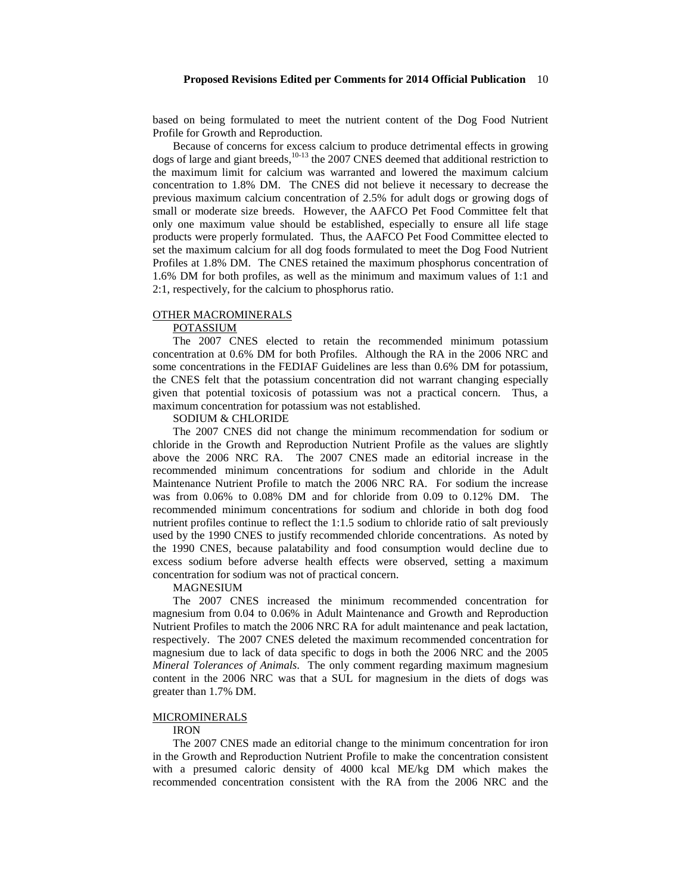based on being formulated to meet the nutrient content of the Dog Food Nutrient Profile for Growth and Reproduction.

Because of concerns for excess calcium to produce detrimental effects in growing dogs of large and giant breeds,[10-13] the 2007 CNES deemed that additional restriction to the maximum limit for calcium was warranted and lowered the maximum calcium concentration to 1.8% DM. The CNES did not believe it necessary to decrease the previous maximum calcium concentration of 2.5% for adult dogs or growing dogs of small or moderate size breeds. However, the AAFCO Pet Food Committee felt that only one maximum value should be established, especially to ensure all life stage products were properly formulated. Thus, the AAFCO Pet Food Committee elected to set the maximum calcium for all dog foods formulated to meet the Dog Food Nutrient Profiles at 1.8% DM. The CNES retained the maximum phosphorus concentration of 1.6% DM for both profiles, as well as the minimum and maximum values of 1:1 and 2:1, respectively, for the calcium to phosphorus ratio.

## OTHER MACROMINERALS

### POTASSIUM

The 2007 CNES elected to retain the recommended minimum potassium concentration at 0.6% DM for both Profiles. Although the RA in the 2006 NRC and some concentrations in the FEDIAF Guidelines are less than 0.6% DM for potassium, the CNES felt that the potassium concentration did not warrant changing especially given that potential toxicosis of potassium was not a practical concern. Thus, a maximum concentration for potassium was not established.

### SODIUM & CHLORIDE

The 2007 CNES did not change the minimum recommendation for sodium or chloride in the Growth and Reproduction Nutrient Profile as the values are slightly above the 2006 NRC RA. The 2007 CNES made an editorial increase in the recommended minimum concentrations for sodium and chloride in the Adult Maintenance Nutrient Profile to match the 2006 NRC RA. For sodium the increase was from 0.06% to 0.08% DM and for chloride from 0.09 to 0.12% DM. The recommended minimum concentrations for sodium and chloride in both dog food nutrient profiles continue to reflect the 1:1.5 sodium to chloride ratio of salt previously used by the 1990 CNES to justify recommended chloride concentrations. As noted by the 1990 CNES, because palatability and food consumption would decline due to excess sodium before adverse health effects were observed, setting a maximum concentration for sodium was not of practical concern.

### MAGNESIUM

The 2007 CNES increased the minimum recommended concentration for magnesium from 0.04 to 0.06% in Adult Maintenance and Growth and Reproduction Nutrient Profiles to match the 2006 NRC RA for adult maintenance and peak lactation, respectively. The 2007 CNES deleted the maximum recommended concentration for magnesium due to lack of data specific to dogs in both the 2006 NRC and the 2005 *Mineral Tolerances of Animals*. The only comment regarding maximum magnesium content in the 2006 NRC was that a SUL for magnesium in the diets of dogs was greater than 1.7% DM.

## MICROMINERALS

### IRON

The 2007 CNES made an editorial change to the minimum concentration for iron in the Growth and Reproduction Nutrient Profile to make the concentration consistent with a presumed caloric density of 4000 kcal ME/kg DM which makes the recommended concentration consistent with the RA from the 2006 NRC and the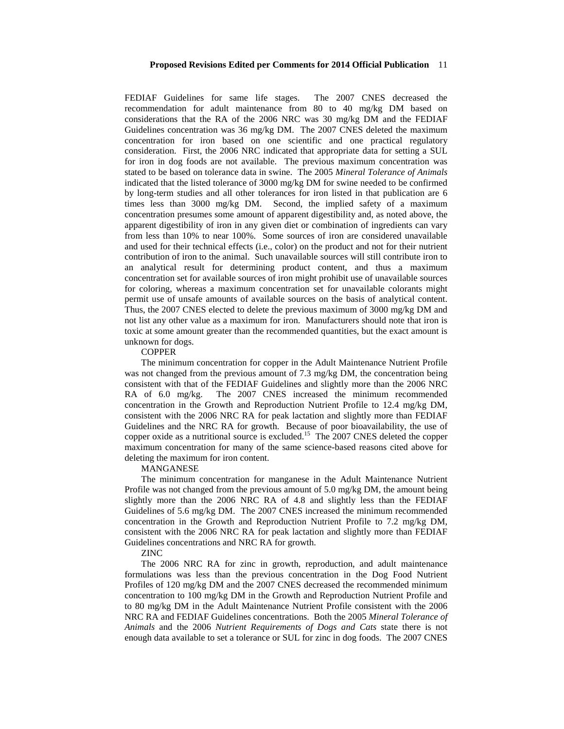FEDIAF Guidelines for same life stages. The 2007 CNES decreased the recommendation for adult maintenance from 80 to 40 mg/kg DM based on considerations that the RA of the 2006 NRC was 30 mg/kg DM and the FEDIAF Guidelines concentration was 36 mg/kg DM. The 2007 CNES deleted the maximum concentration for iron based on one scientific and one practical regulatory consideration. First, the 2006 NRC indicated that appropriate data for setting a SUL for iron in dog foods are not available. The previous maximum concentration was stated to be based on tolerance data in swine. The 2005 *Mineral Tolerance of Animals* indicated that the listed tolerance of 3000 mg/kg DM for swine needed to be confirmed by long-term studies and all other tolerances for iron listed in that publication are 6 times less than 3000 mg/kg DM. Second, the implied safety of a maximum concentration presumes some amount of apparent digestibility and, as noted above, the apparent digestibility of iron in any given diet or combination of ingredients can vary from less than 10% to near 100%. Some sources of iron are considered unavailable and used for their technical effects (i.e., color) on the product and not for their nutrient contribution of iron to the animal. Such unavailable sources will still contribute iron to an analytical result for determining product content, and thus a maximum concentration set for available sources of iron might prohibit use of unavailable sources for coloring, whereas a maximum concentration set for unavailable colorants might permit use of unsafe amounts of available sources on the basis of analytical content. Thus, the 2007 CNES elected to delete the previous maximum of 3000 mg/kg DM and not list any other value as a maximum for iron. Manufacturers should note that iron is toxic at some amount greater than the recommended quantities, but the exact amount is unknown for dogs.

COPPER

The minimum concentration for copper in the Adult Maintenance Nutrient Profile was not changed from the previous amount of 7.3 mg/kg DM, the concentration being consistent with that of the FEDIAF Guidelines and slightly more than the 2006 NRC RA of 6.0 mg/kg. The 2007 CNES increased the minimum recommended concentration in the Growth and Reproduction Nutrient Profile to 12.4 mg/kg DM, consistent with the 2006 NRC RA for peak lactation and slightly more than FEDIAF Guidelines and the NRC RA for growth. Because of poor bioavailability, the use of copper oxide as a nutritional source is excluded.[15] The 2007 CNES deleted the copper maximum concentration for many of the same science-based reasons cited above for deleting the maximum for iron content.

MANGANESE

The minimum concentration for manganese in the Adult Maintenance Nutrient Profile was not changed from the previous amount of 5.0 mg/kg DM, the amount being slightly more than the 2006 NRC RA of 4.8 and slightly less than the FEDIAF Guidelines of 5.6 mg/kg DM. The 2007 CNES increased the minimum recommended concentration in the Growth and Reproduction Nutrient Profile to 7.2 mg/kg DM, consistent with the 2006 NRC RA for peak lactation and slightly more than FEDIAF Guidelines concentrations and NRC RA for growth.

ZINC

The 2006 NRC RA for zinc in growth, reproduction, and adult maintenance formulations was less than the previous concentration in the Dog Food Nutrient Profiles of 120 mg/kg DM and the 2007 CNES decreased the recommended minimum concentration to 100 mg/kg DM in the Growth and Reproduction Nutrient Profile and to 80 mg/kg DM in the Adult Maintenance Nutrient Profile consistent with the 2006 NRC RA and FEDIAF Guidelines concentrations. Both the 2005 *Mineral Tolerance of Animals* and the 2006 *Nutrient Requirements of Dogs and Cats* state there is not enough data available to set a tolerance or SUL for zinc in dog foods. The 2007 CNES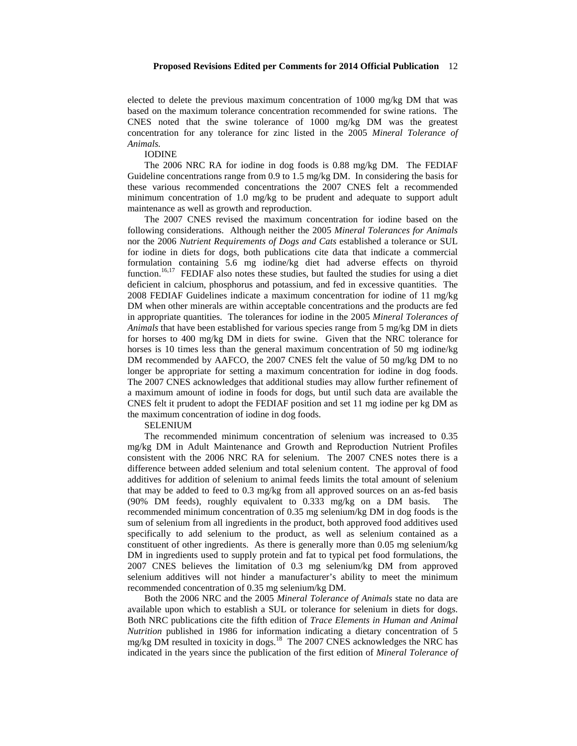elected to delete the previous maximum concentration of 1000 mg/kg DM that was based on the maximum tolerance concentration recommended for swine rations. The CNES noted that the swine tolerance of 1000 mg/kg DM was the greatest concentration for any tolerance for zinc listed in the 2005 *Mineral Tolerance of Animals.*

IODINE

The 2006 NRC RA for iodine in dog foods is 0.88 mg/kg DM. The FEDIAF Guideline concentrations range from 0.9 to 1.5 mg/kg DM. In considering the basis for these various recommended concentrations the 2007 CNES felt a recommended minimum concentration of 1.0 mg/kg to be prudent and adequate to support adult maintenance as well as growth and reproduction.

The 2007 CNES revised the maximum concentration for iodine based on the following considerations. Although neither the 2005 *Mineral Tolerances for Animals* nor the 2006 *Nutrient Requirements of Dogs and Cats* established a tolerance or SUL for iodine in diets for dogs, both publications cite data that indicate a commercial formulation containing 5.6 mg iodine/kg diet had adverse effects on thyroid function.[16,17] FEDIAF also notes these studies, but faulted the studies for using a diet deficient in calcium, phosphorus and potassium, and fed in excessive quantities. The 2008 FEDIAF Guidelines indicate a maximum concentration for iodine of 11 mg/kg DM when other minerals are within acceptable concentrations and the products are fed in appropriate quantities. The tolerances for iodine in the 2005 *Mineral Tolerances of Animals* that have been established for various species range from 5 mg/kg DM in diets for horses to 400 mg/kg DM in diets for swine. Given that the NRC tolerance for horses is 10 times less than the general maximum concentration of 50 mg iodine/kg DM recommended by AAFCO, the 2007 CNES felt the value of 50 mg/kg DM to no longer be appropriate for setting a maximum concentration for iodine in dog foods. The 2007 CNES acknowledges that additional studies may allow further refinement of a maximum amount of iodine in foods for dogs, but until such data are available the CNES felt it prudent to adopt the FEDIAF position and set 11 mg iodine per kg DM as the maximum concentration of iodine in dog foods.

SELENIUM

The recommended minimum concentration of selenium was increased to 0.35 mg/kg DM in Adult Maintenance and Growth and Reproduction Nutrient Profiles consistent with the 2006 NRC RA for selenium. The 2007 CNES notes there is a difference between added selenium and total selenium content. The approval of food additives for addition of selenium to animal feeds limits the total amount of selenium that may be added to feed to 0.3 mg/kg from all approved sources on an as-fed basis (90% DM feeds), roughly equivalent to 0.333 mg/kg on a DM basis. The recommended minimum concentration of 0.35 mg selenium/kg DM in dog foods is the sum of selenium from all ingredients in the product, both approved food additives used specifically to add selenium to the product, as well as selenium contained as a constituent of other ingredients. As there is generally more than 0.05 mg selenium/kg DM in ingredients used to supply protein and fat to typical pet food formulations, the 2007 CNES believes the limitation of 0.3 mg selenium/kg DM from approved selenium additives will not hinder a manufacturer's ability to meet the minimum recommended concentration of 0.35 mg selenium/kg DM.

Both the 2006 NRC and the 2005 *Mineral Tolerance of Animals* state no data are available upon which to establish a SUL or tolerance for selenium in diets for dogs. Both NRC publications cite the fifth edition of *Trace Elements in Human and Animal Nutrition* published in 1986 for information indicating a dietary concentration of 5 mg/kg DM resulted in toxicity in dogs.[18] The 2007 CNES acknowledges the NRC has indicated in the years since the publication of the first edition of *Mineral Tolerance of*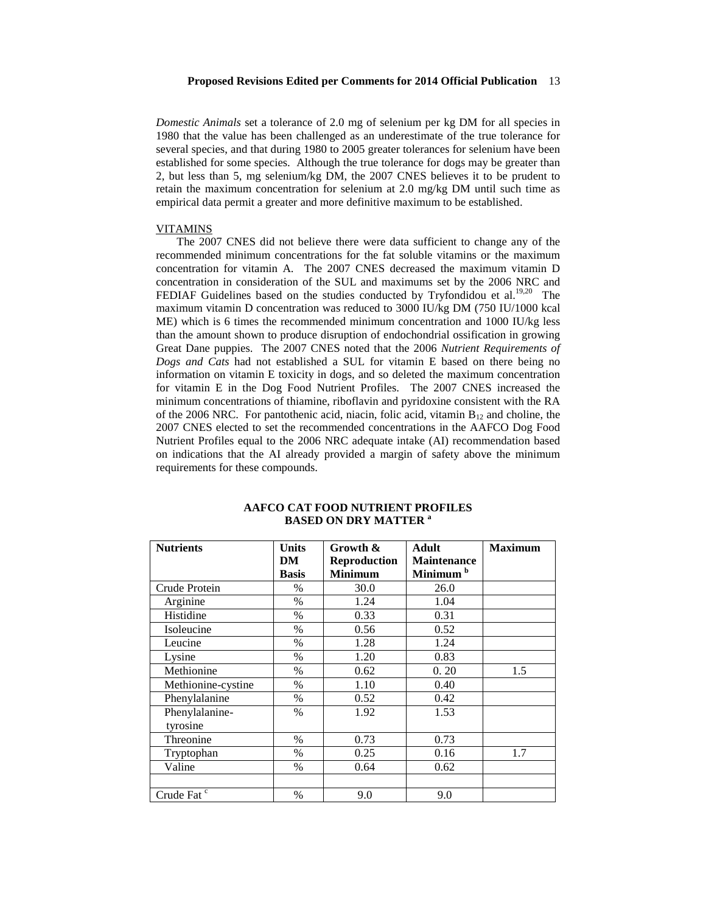*Domestic Animals* set a tolerance of 2.0 mg of selenium per kg DM for all species in 1980 that the value has been challenged as an underestimate of the true tolerance for several species, and that during 1980 to 2005 greater tolerances for selenium have been established for some species. Although the true tolerance for dogs may be greater than 2, but less than 5, mg selenium/kg DM, the 2007 CNES believes it to be prudent to retain the maximum concentration for selenium at 2.0 mg/kg DM until such time as empirical data permit a greater and more definitive maximum to be established.

VITAMINS

The 2007 CNES did not believe there were data sufficient to change any of the recommended minimum concentrations for the fat soluble vitamins or the maximum concentration for vitamin A. The 2007 CNES decreased the maximum vitamin D concentration in consideration of the SUL and maximums set by the 2006 NRC and FEDIAF Guidelines based on the studies conducted by Tryfondidou et al.[19,20] The maximum vitamin D concentration was reduced to 3000 IU/kg DM (750 IU/1000 kcal ME) which is 6 times the recommended minimum concentration and 1000 IU/kg less than the amount shown to produce disruption of endochondrial ossification in growing Great Dane puppies. The 2007 CNES noted that the 2006 *Nutrient Requirements of Dogs and Cats* had not established a SUL for vitamin E based on there being no information on vitamin E toxicity in dogs, and so deleted the maximum concentration for vitamin E in the Dog Food Nutrient Profiles. The 2007 CNES increased the minimum concentrations of thiamine, riboflavin and pyridoxine consistent with the RA of the 2006 NRC. For pantothenic acid, niacin, folic acid, vitamin $B_{12}$ and choline, the 2007 CNES elected to set the recommended concentrations in the AAFCO Dog Food Nutrient Profiles equal to the 2006 NRC adequate intake (AI) recommendation based on indications that the AI already provided a margin of safety above the minimum requirements for these compounds.

**AAFCO CAT FOOD NUTRIENT PROFILES BASED ON DRY MATTER [a]**

| Nutrients | Units DM Basis | Growth & Reproduction Minimum | Adult Maintenance Minimum [b] | Maximum |
|---|---|---|---|---|
| Crude Protein | % | 30.0 | 26.0 | |
| Arginine | % | 1.24 | 1.04 | |
| Histidine | % | 0.33 | 0.31 | |
| Isoleucine | % | 0.56 | 0.52 | |
| Leucine | % | 1.28 | 1.24 | |
| Lysine | % | 1.20 | 0.83 | |
| Methionine | % | 0.62 | 0. 20 | 1.5 |
| Methionine-cystine | % | 1.10 | 0.40 | |
| Phenylalanine | % | 0.52 | 0.42 | |
| Phenylalanine-tyrosine | % | 1.92 | 1.53 | |
| Threonine | % | 0.73 | 0.73 | |
| Tryptophan | % | 0.25 | 0.16 | 1.7 |
| Valine | % | 0.64 | 0.62 | |
| | | | | |
| Crude Fat [c] | % | 9.0 | 9.0 | |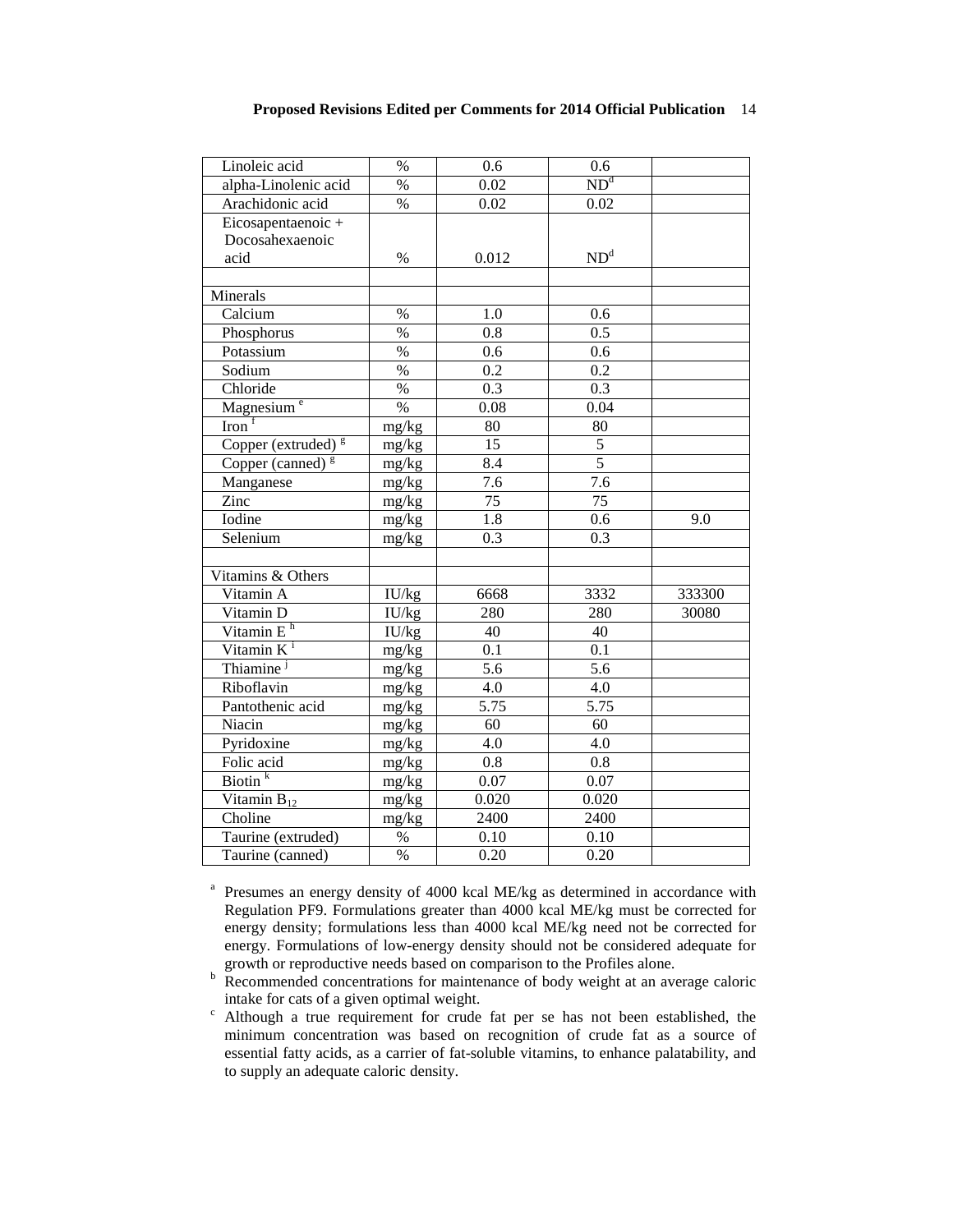| | | | | |
|---|---|---|---|---|
| Linoleic acid | % | 0.6 | 0.6 | |
| alpha-Linolenic acid | % | 0.02 | ND[d] | |
| Arachidonic acid | % | 0.02 | 0.02 | |
| Eicosapentaenoic + Docosahexaenoic acid | % | 0.012 | ND[d] | |
| | | | | |
| Minerals | | | | |
| Calcium | % | 1.0 | 0.6 | |
| Phosphorus | % | 0.8 | 0.5 | |
| Potassium | % | 0.6 | 0.6 | |
| Sodium | % | 0.2 | 0.2 | |
| Chloride | % | 0.3 | 0.3 | |
| Magnesium [e] | % | 0.08 | 0.04 | |
| Iron [f] | mg/kg | 80 | 80 | |
| Copper (extruded) [g] | mg/kg | 15 | 5 | |
| Copper (canned) [g] | mg/kg | 8.4 | 5 | |
| Manganese | mg/kg | 7.6 | 7.6 | |
| Zinc | mg/kg | 75 | 75 | |
| Iodine | mg/kg | 1.8 | 0.6 | 9.0 |
| Selenium | mg/kg | 0.3 | 0.3 | |
| | | | | |
| Vitamins & Others | | | | |
| Vitamin A | IU/kg | 6668 | 3332 | 333300 |
| Vitamin D | IU/kg | 280 | 280 | 30080 |
| Vitamin E [h] | IU/kg | 40 | 40 | |
| Vitamin K [i] | mg/kg | 0.1 | 0.1 | |
| Thiamine [j] | mg/kg | 5.6 | 5.6 | |
| Riboflavin | mg/kg | 4.0 | 4.0 | |
| Pantothenic acid | mg/kg | 5.75 | 5.75 | |
| Niacin | mg/kg | 60 | 60 | |
| Pyridoxine | mg/kg | 4.0 | 4.0 | |
| Folic acid | mg/kg | 0.8 | 0.8 | |
| Biotin [k] | mg/kg | 0.07 | 0.07 | |
| Vitamin $B_{12}$ | mg/kg | 0.020 | 0.020 | |
| Choline | mg/kg | 2400 | 2400 | |
| Taurine (extruded) | % | 0.10 | 0.10 | |
| Taurine (canned) | % | 0.20 | 0.20 | |

[a] Presumes an energy density of 4000 kcal ME/kg as determined in accordance with Regulation PF9. Formulations greater than 4000 kcal ME/kg must be corrected for energy density; formulations less than 4000 kcal ME/kg need not be corrected for energy. Formulations of low-energy density should not be considered adequate for growth or reproductive needs based on comparison to the Profiles alone.

[b] Recommended concentrations for maintenance of body weight at an average caloric intake for cats of a given optimal weight.

[c] Although a true requirement for crude fat per se has not been established, the minimum concentration was based on recognition of crude fat as a source of essential fatty acids, as a carrier of fat-soluble vitamins, to enhance palatability, and to supply an adequate caloric density.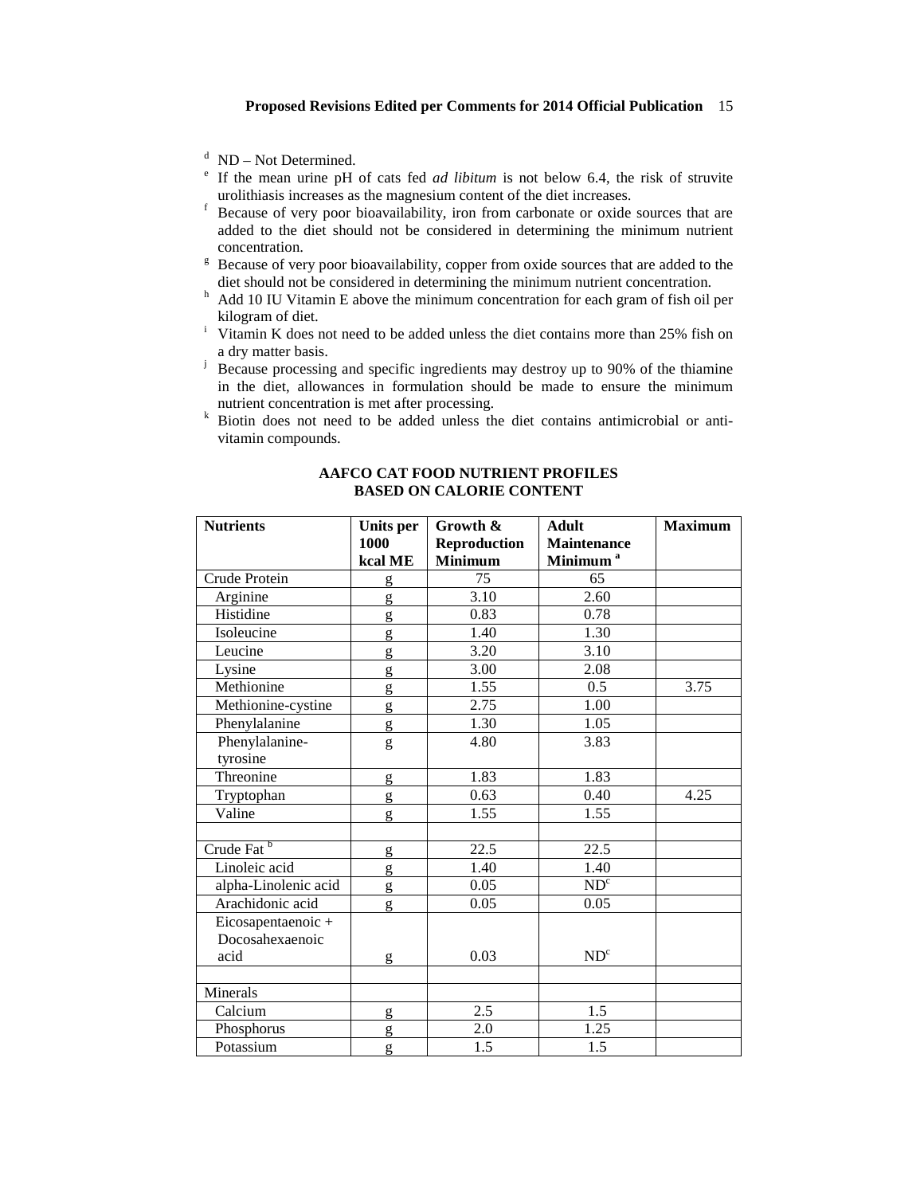[d] ND – Not Determined.

[e] If the mean urine pH of cats fed *ad libitum* is not below 6.4, the risk of struvite urolithiasis increases as the magnesium content of the diet increases.

[f] Because of very poor bioavailability, iron from carbonate or oxide sources that are added to the diet should not be considered in determining the minimum nutrient concentration.

[g] Because of very poor bioavailability, copper from oxide sources that are added to the diet should not be considered in determining the minimum nutrient concentration.

[h] Add 10 IU Vitamin E above the minimum concentration for each gram of fish oil per kilogram of diet.

[i] Vitamin K does not need to be added unless the diet contains more than 25% fish on a dry matter basis.

[j] Because processing and specific ingredients may destroy up to 90% of the thiamine in the diet, allowances in formulation should be made to ensure the minimum nutrient concentration is met after processing.

[k] Biotin does not need to be added unless the diet contains antimicrobial or anti-vitamin compounds.

## AAFCO CAT FOOD NUTRIENT PROFILES BASED ON CALORIE CONTENT

| **Nutrients** | **Units per 1000 kcal ME** | **Growth & Reproduction Minimum** | **Adult Maintenance Minimum [a]** | **Maximum** |
|---|---|---|---|---|
| Crude Protein | g | 75 | 65 | |
| Arginine | g | 3.10 | 2.60 | |
| Histidine | g | 0.83 | 0.78 | |
| Isoleucine | g | 1.40 | 1.30 | |
| Leucine | g | 3.20 | 3.10 | |
| Lysine | g | 3.00 | 2.08 | |
| Methionine | g | 1.55 | 0.5 | 3.75 |
| Methionine-cystine | g | 2.75 | 1.00 | |
| Phenylalanine | g | 1.30 | 1.05 | |
| Phenylalanine-tyrosine | g | 4.80 | 3.83 | |
| Threonine | g | 1.83 | 1.83 | |
| Tryptophan | g | 0.63 | 0.40 | 4.25 |
| Valine | g | 1.55 | 1.55 | |
| | | | | |
| Crude Fat [b] | g | 22.5 | 22.5 | |
| Linoleic acid | g | 1.40 | 1.40 | |
| alpha-Linolenic acid | g | 0.05 | ND[c] | |
| Arachidonic acid | g | 0.05 | 0.05 | |
| Eicosapentaenoic + Docosahexaenoic acid | g | 0.03 | ND[c] | |
| | | | | |
| Minerals | | | | |
| Calcium | g | 2.5 | 1.5 | |
| Phosphorus | g | 2.0 | 1.25 | |
| Potassium | g | 1.5 | 1.5 | |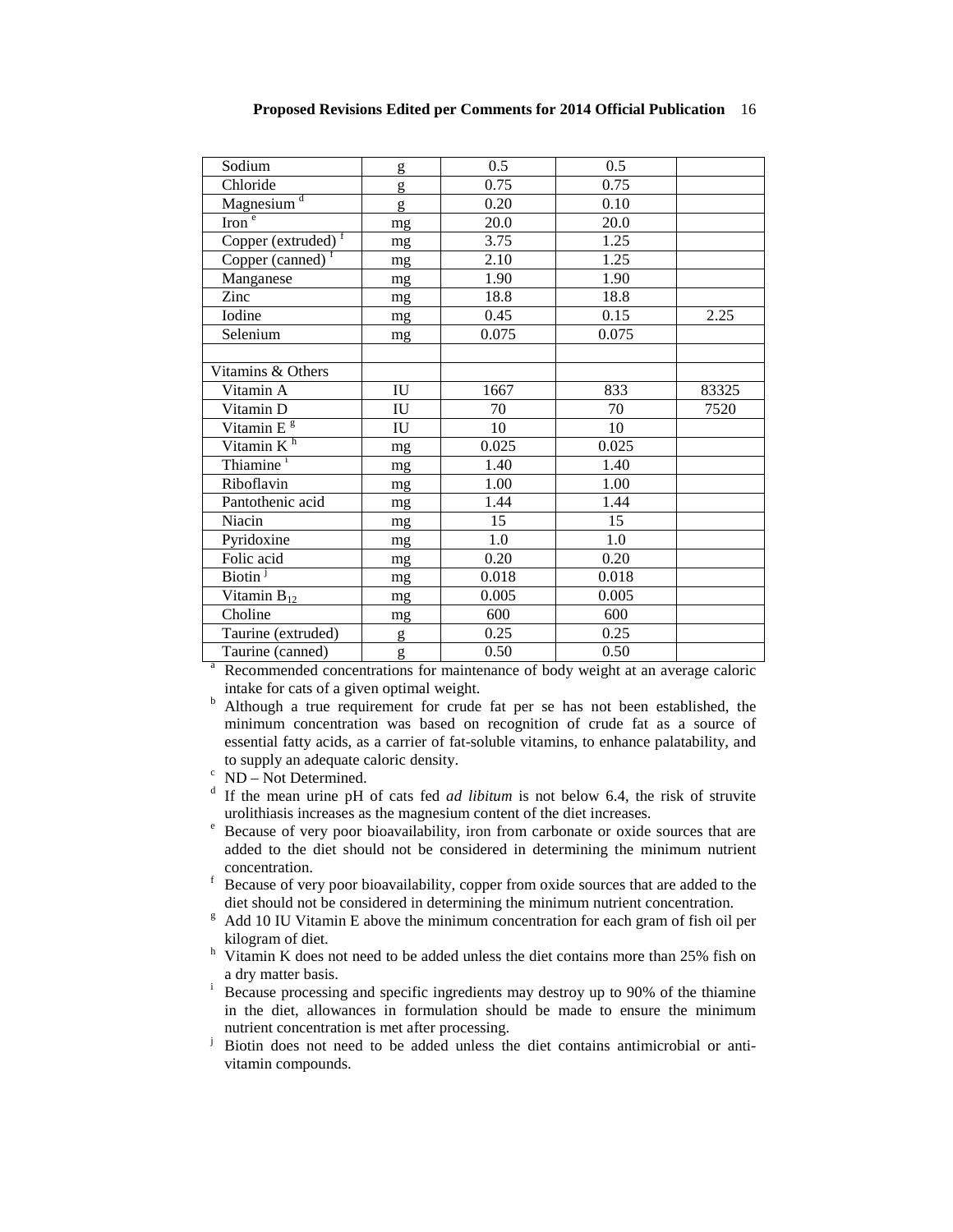| | | | | |
|---|---|---|---|---|
| Sodium | g | 0.5 | 0.5 | |
| Chloride | g | 0.75 | 0.75 | |
| Magnesium [d] | g | 0.20 | 0.10 | |
| Iron [e] | mg | 20.0 | 20.0 | |
| Copper (extruded) [f] | mg | 3.75 | 1.25 | |
| Copper (canned) [f] | mg | 2.10 | 1.25 | |
| Manganese | mg | 1.90 | 1.90 | |
| Zinc | mg | 18.8 | 18.8 | |
| Iodine | mg | 0.45 | 0.15 | 2.25 |
| Selenium | mg | 0.075 | 0.075 | |
| | | | | |
| Vitamins & Others | | | | |
| Vitamin A | IU | 1667 | 833 | 83325 |
| Vitamin D | IU | 70 | 70 | 7520 |
| Vitamin E [g] | IU | 10 | 10 | |
| Vitamin K [h] | mg | 0.025 | 0.025 | |
| Thiamine [i] | mg | 1.40 | 1.40 | |
| Riboflavin | mg | 1.00 | 1.00 | |
| Pantothenic acid | mg | 1.44 | 1.44 | |
| Niacin | mg | 15 | 15 | |
| Pyridoxine | mg | 1.0 | 1.0 | |
| Folic acid | mg | 0.20 | 0.20 | |
| Biotin [j] | mg | 0.018 | 0.018 | |
| Vitamin $B_{12}$ | mg | 0.005 | 0.005 | |
| Choline | mg | 600 | 600 | |
| Taurine (extruded) | g | 0.25 | 0.25 | |
| Taurine (canned) | g | 0.50 | 0.50 | |

[a] Recommended concentrations for maintenance of body weight at an average caloric intake for cats of a given optimal weight.

[b] Although a true requirement for crude fat per se has not been established, the minimum concentration was based on recognition of crude fat as a source of essential fatty acids, as a carrier of fat-soluble vitamins, to enhance palatability, and to supply an adequate caloric density.

[c] ND – Not Determined.

[d] If the mean urine pH of cats fed *ad libitum* is not below 6.4, the risk of struvite urolithiasis increases as the magnesium content of the diet increases.

[e] Because of very poor bioavailability, iron from carbonate or oxide sources that are added to the diet should not be considered in determining the minimum nutrient concentration.

[f] Because of very poor bioavailability, copper from oxide sources that are added to the diet should not be considered in determining the minimum nutrient concentration.

[g] Add 10 IU Vitamin E above the minimum concentration for each gram of fish oil per kilogram of diet.

[h] Vitamin K does not need to be added unless the diet contains more than 25% fish on a dry matter basis.

[i] Because processing and specific ingredients may destroy up to 90% of the thiamine in the diet, allowances in formulation should be made to ensure the minimum nutrient concentration is met after processing.

[j] Biotin does not need to be added unless the diet contains antimicrobial or anti-vitamin compounds.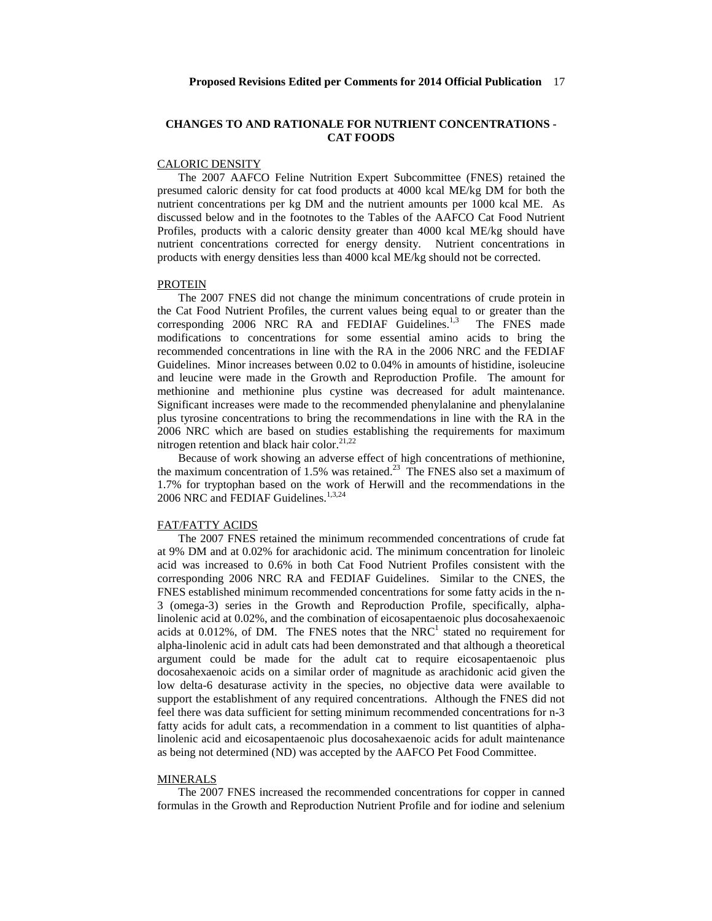## CHANGES TO AND RATIONALE FOR NUTRIENT CONCENTRATIONS - CAT FOODS

### CALORIC DENSITY

The 2007 AAFCO Feline Nutrition Expert Subcommittee (FNES) retained the presumed caloric density for cat food products at 4000 kcal ME/kg DM for both the nutrient concentrations per kg DM and the nutrient amounts per 1000 kcal ME. As discussed below and in the footnotes to the Tables of the AAFCO Cat Food Nutrient Profiles, products with a caloric density greater than 4000 kcal ME/kg should have nutrient concentrations corrected for energy density. Nutrient concentrations in products with energy densities less than 4000 kcal ME/kg should not be corrected.

### PROTEIN

The 2007 FNES did not change the minimum concentrations of crude protein in the Cat Food Nutrient Profiles, the current values being equal to or greater than the corresponding 2006 NRC RA and FEDIAF Guidelines.[1,3] The FNES made modifications to concentrations for some essential amino acids to bring the recommended concentrations in line with the RA in the 2006 NRC and the FEDIAF Guidelines. Minor increases between 0.02 to 0.04% in amounts of histidine, isoleucine and leucine were made in the Growth and Reproduction Profile. The amount for methionine and methionine plus cystine was decreased for adult maintenance. Significant increases were made to the recommended phenylalanine and phenylalanine plus tyrosine concentrations to bring the recommendations in line with the RA in the 2006 NRC which are based on studies establishing the requirements for maximum nitrogen retention and black hair color.[21,22]

Because of work showing an adverse effect of high concentrations of methionine, the maximum concentration of 1.5% was retained.[23] The FNES also set a maximum of 1.7% for tryptophan based on the work of Herwill and the recommendations in the 2006 NRC and FEDIAF Guidelines.[1,3,24]

### FAT/FATTY ACIDS

The 2007 FNES retained the minimum recommended concentrations of crude fat at 9% DM and at 0.02% for arachidonic acid. The minimum concentration for linoleic acid was increased to 0.6% in both Cat Food Nutrient Profiles consistent with the corresponding 2006 NRC RA and FEDIAF Guidelines. Similar to the CNES, the FNES established minimum recommended concentrations for some fatty acids in the n-3 (omega-3) series in the Growth and Reproduction Profile, specifically, alpha-linolenic acid at 0.02%, and the combination of eicosapentaenoic plus docosahexaenoic acids at 0.012%, of DM. The FNES notes that the NRC[1] stated no requirement for alpha-linolenic acid in adult cats had been demonstrated and that although a theoretical argument could be made for the adult cat to require eicosapentaenoic plus docosahexaenoic acids on a similar order of magnitude as arachidonic acid given the low delta-6 desaturase activity in the species, no objective data were available to support the establishment of any required concentrations. Although the FNES did not feel there was data sufficient for setting minimum recommended concentrations for n-3 fatty acids for adult cats, a recommendation in a comment to list quantities of alpha-linolenic acid and eicosapentaenoic plus docosahexaenoic acids for adult maintenance as being not determined (ND) was accepted by the AAFCO Pet Food Committee.

### MINERALS

The 2007 FNES increased the recommended concentrations for copper in canned formulas in the Growth and Reproduction Nutrient Profile and for iodine and selenium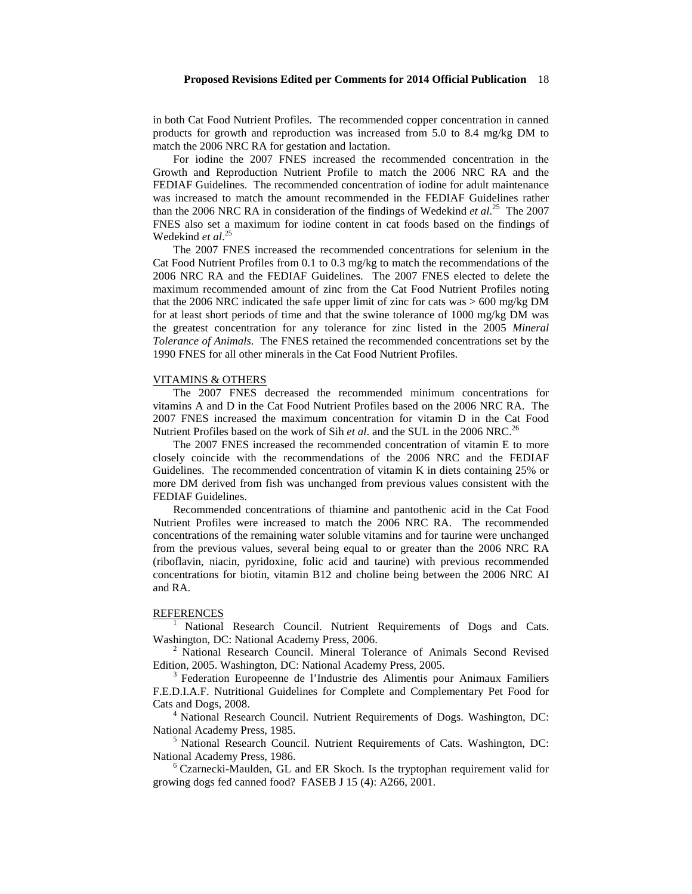in both Cat Food Nutrient Profiles. The recommended copper concentration in canned products for growth and reproduction was increased from 5.0 to 8.4 mg/kg DM to match the 2006 NRC RA for gestation and lactation.

For iodine the 2007 FNES increased the recommended concentration in the Growth and Reproduction Nutrient Profile to match the 2006 NRC RA and the FEDIAF Guidelines. The recommended concentration of iodine for adult maintenance was increased to match the amount recommended in the FEDIAF Guidelines rather than the 2006 NRC RA in consideration of the findings of Wedekind *et al*.[25] The 2007 FNES also set a maximum for iodine content in cat foods based on the findings of Wedekind *et al*.[25]

The 2007 FNES increased the recommended concentrations for selenium in the Cat Food Nutrient Profiles from 0.1 to 0.3 mg/kg to match the recommendations of the 2006 NRC RA and the FEDIAF Guidelines. The 2007 FNES elected to delete the maximum recommended amount of zinc from the Cat Food Nutrient Profiles noting that the 2006 NRC indicated the safe upper limit of zinc for cats was > 600 mg/kg DM for at least short periods of time and that the swine tolerance of 1000 mg/kg DM was the greatest concentration for any tolerance for zinc listed in the 2005 *Mineral Tolerance of Animals*. The FNES retained the recommended concentrations set by the 1990 FNES for all other minerals in the Cat Food Nutrient Profiles.

VITAMINS & OTHERS

The 2007 FNES decreased the recommended minimum concentrations for vitamins A and D in the Cat Food Nutrient Profiles based on the 2006 NRC RA. The 2007 FNES increased the maximum concentration for vitamin D in the Cat Food Nutrient Profiles based on the work of Sih *et al*. and the SUL in the 2006 NRC.[26]

The 2007 FNES increased the recommended concentration of vitamin E to more closely coincide with the recommendations of the 2006 NRC and the FEDIAF Guidelines. The recommended concentration of vitamin K in diets containing 25% or more DM derived from fish was unchanged from previous values consistent with the FEDIAF Guidelines.

Recommended concentrations of thiamine and pantothenic acid in the Cat Food Nutrient Profiles were increased to match the 2006 NRC RA. The recommended concentrations of the remaining water soluble vitamins and for taurine were unchanged from the previous values, several being equal to or greater than the 2006 NRC RA (riboflavin, niacin, pyridoxine, folic acid and taurine) with previous recommended concentrations for biotin, vitamin B12 and choline being between the 2006 NRC AI and RA.

REFERENCES

[1] National Research Council. Nutrient Requirements of Dogs and Cats. Washington, DC: National Academy Press, 2006.

[2] National Research Council. Mineral Tolerance of Animals Second Revised Edition, 2005. Washington, DC: National Academy Press, 2005.

[3] Federation Europeenne de l'Industrie des Alimentis pour Animaux Familiers F.E.D.I.A.F. Nutritional Guidelines for Complete and Complementary Pet Food for Cats and Dogs, 2008.

[4] National Research Council. Nutrient Requirements of Dogs. Washington, DC: National Academy Press, 1985.

[5] National Research Council. Nutrient Requirements of Cats. Washington, DC: National Academy Press, 1986.

[6] Czarnecki-Maulden, GL and ER Skoch. Is the tryptophan requirement valid for growing dogs fed canned food? FASEB J 15 (4): A266, 2001.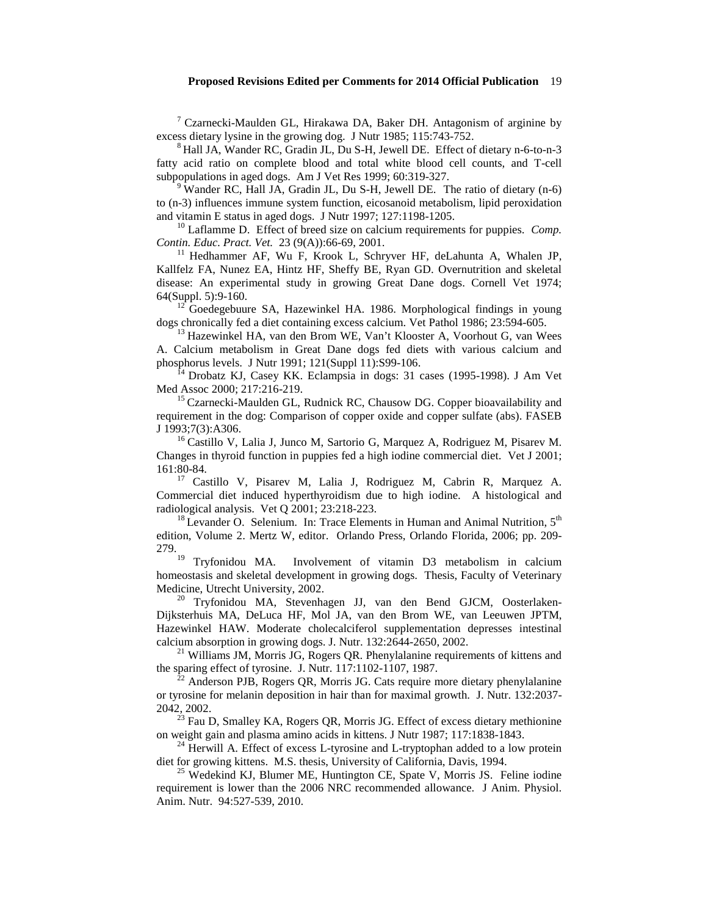[7] Czarnecki-Maulden GL, Hirakawa DA, Baker DH. Antagonism of arginine by excess dietary lysine in the growing dog. J Nutr 1985; 115:743-752.

[8] Hall JA, Wander RC, Gradin JL, Du S-H, Jewell DE. Effect of dietary n-6-to-n-3 fatty acid ratio on complete blood and total white blood cell counts, and T-cell subpopulations in aged dogs. Am J Vet Res 1999; 60:319-327.

[9] Wander RC, Hall JA, Gradin JL, Du S-H, Jewell DE. The ratio of dietary (n-6) to (n-3) influences immune system function, eicosanoid metabolism, lipid peroxidation and vitamin E status in aged dogs. J Nutr 1997; 127:1198-1205.

[10] Laflamme D. Effect of breed size on calcium requirements for puppies. *Comp. Contin. Educ. Pract. Vet.* 23 (9(A)):66-69, 2001.

[11] Hedhammer AF, Wu F, Krook L, Schryver HF, deLahunta A, Whalen JP, Kallfelz FA, Nunez EA, Hintz HF, Sheffy BE, Ryan GD. Overnutrition and skeletal disease: An experimental study in growing Great Dane dogs. Cornell Vet 1974; 64(Suppl. 5):9-160.

[12] Goedegebuure SA, Hazewinkel HA. 1986. Morphological findings in young dogs chronically fed a diet containing excess calcium. Vet Pathol 1986; 23:594-605.

[13] Hazewinkel HA, van den Brom WE, Van't Klooster A, Voorhout G, van Wees A. Calcium metabolism in Great Dane dogs fed diets with various calcium and phosphorus levels. J Nutr 1991; 121(Suppl 11):S99-106.

[14] Drobatz KJ, Casey KK. Eclampsia in dogs: 31 cases (1995-1998). J Am Vet Med Assoc 2000; 217:216-219.

[15] Czarnecki-Maulden GL, Rudnick RC, Chausow DG. Copper bioavailability and requirement in the dog: Comparison of copper oxide and copper sulfate (abs). FASEB J 1993;7(3):A306.

[16] Castillo V, Lalia J, Junco M, Sartorio G, Marquez A, Rodriguez M, Pisarev M. Changes in thyroid function in puppies fed a high iodine commercial diet. Vet J 2001; 161:80-84.

[17] Castillo V, Pisarev M, Lalia J, Rodriguez M, Cabrin R, Marquez A. Commercial diet induced hyperthyroidism due to high iodine. A histological and radiological analysis. Vet Q 2001; 23:218-223.

[18] Levander O. Selenium. In: Trace Elements in Human and Animal Nutrition, 5th edition, Volume 2. Mertz W, editor. Orlando Press, Orlando Florida, 2006; pp. 209-279.

[19] Tryfonidou MA. Involvement of vitamin D3 metabolism in calcium homeostasis and skeletal development in growing dogs. Thesis, Faculty of Veterinary Medicine, Utrecht University, 2002.

[20] Tryfonidou MA, Stevenhagen JJ, van den Bend GJCM, Oosterlaken-Dijksterhuis MA, DeLuca HF, Mol JA, van den Brom WE, van Leeuwen JPTM, Hazewinkel HAW. Moderate cholecalciferol supplementation depresses intestinal calcium absorption in growing dogs. J. Nutr. 132:2644-2650, 2002.

[21] Williams JM, Morris JG, Rogers QR. Phenylalanine requirements of kittens and the sparing effect of tyrosine. J. Nutr. 117:1102-1107, 1987.

[22] Anderson PJB, Rogers QR, Morris JG. Cats require more dietary phenylalanine or tyrosine for melanin deposition in hair than for maximal growth. J. Nutr. 132:2037-2042, 2002.

[23] Fau D, Smalley KA, Rogers QR, Morris JG. Effect of excess dietary methionine on weight gain and plasma amino acids in kittens. J Nutr 1987; 117:1838-1843.

[24] Herwill A. Effect of excess L-tyrosine and L-tryptophan added to a low protein diet for growing kittens. M.S. thesis, University of California, Davis, 1994.

[25] Wedekind KJ, Blumer ME, Huntington CE, Spate V, Morris JS. Feline iodine requirement is lower than the 2006 NRC recommended allowance. J Anim. Physiol. Anim. Nutr. 94:527-539, 2010.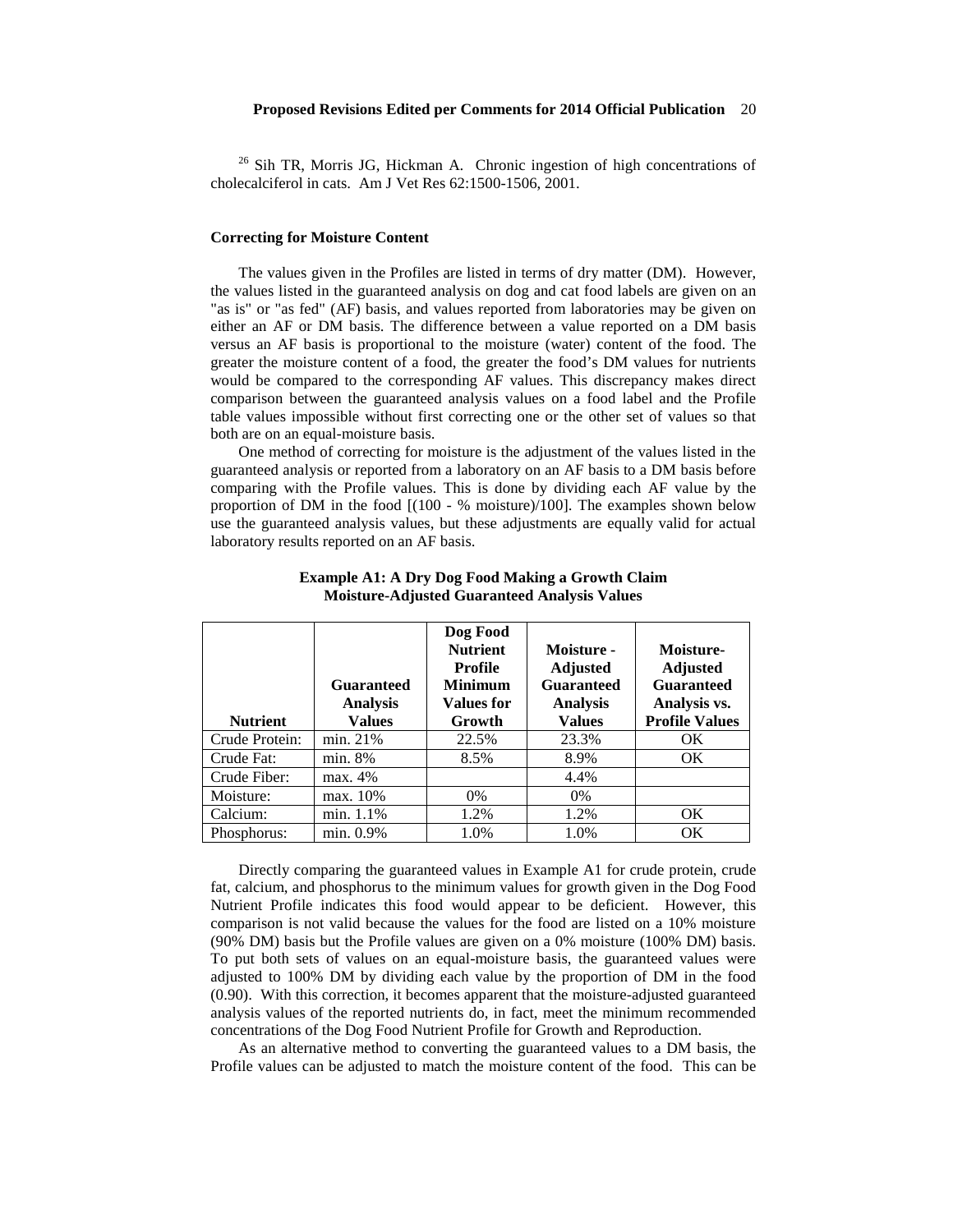[26] Sih TR, Morris JG, Hickman A. Chronic ingestion of high concentrations of cholecalciferol in cats. Am J Vet Res 62:1500-1506, 2001.

### Correcting for Moisture Content

The values given in the Profiles are listed in terms of dry matter (DM). However, the values listed in the guaranteed analysis on dog and cat food labels are given on an "as is" or "as fed" (AF) basis, and values reported from laboratories may be given on either an AF or DM basis. The difference between a value reported on a DM basis versus an AF basis is proportional to the moisture (water) content of the food. The greater the moisture content of a food, the greater the food's DM values for nutrients would be compared to the corresponding AF values. This discrepancy makes direct comparison between the guaranteed analysis values on a food label and the Profile table values impossible without first correcting one or the other set of values so that both are on an equal-moisture basis.

One method of correcting for moisture is the adjustment of the values listed in the guaranteed analysis or reported from a laboratory on an AF basis to a DM basis before comparing with the Profile values. This is done by dividing each AF value by the proportion of DM in the food [(100 - % moisture)/100]. The examples shown below use the guaranteed analysis values, but these adjustments are equally valid for actual laboratory results reported on an AF basis.

**Example A1: A Dry Dog Food Making a Growth Claim**
**Moisture-Adjusted Guaranteed Analysis Values**

| Nutrient | Guaranteed Analysis Values | Dog Food Nutrient Profile Minimum Values for Growth | Moisture - Adjusted Guaranteed Analysis Values | Moisture-Adjusted Guaranteed Analysis vs. Profile Values |
|---|---|---|---|---|
| Crude Protein: | min. 21% | 22.5% | 23.3% | OK |
| Crude Fat: | min. 8% | 8.5% | 8.9% | OK |
| Crude Fiber: | max. 4% | | 4.4% | |
| Moisture: | max. 10% | 0% | 0% | |
| Calcium: | min. 1.1% | 1.2% | 1.2% | OK |
| Phosphorus: | min. 0.9% | 1.0% | 1.0% | OK |

Directly comparing the guaranteed values in Example A1 for crude protein, crude fat, calcium, and phosphorus to the minimum values for growth given in the Dog Food Nutrient Profile indicates this food would appear to be deficient. However, this comparison is not valid because the values for the food are listed on a 10% moisture (90% DM) basis but the Profile values are given on a 0% moisture (100% DM) basis. To put both sets of values on an equal-moisture basis, the guaranteed values were adjusted to 100% DM by dividing each value by the proportion of DM in the food (0.90). With this correction, it becomes apparent that the moisture-adjusted guaranteed analysis values of the reported nutrients do, in fact, meet the minimum recommended concentrations of the Dog Food Nutrient Profile for Growth and Reproduction.

As an alternative method to converting the guaranteed values to a DM basis, the Profile values can be adjusted to match the moisture content of the food. This can be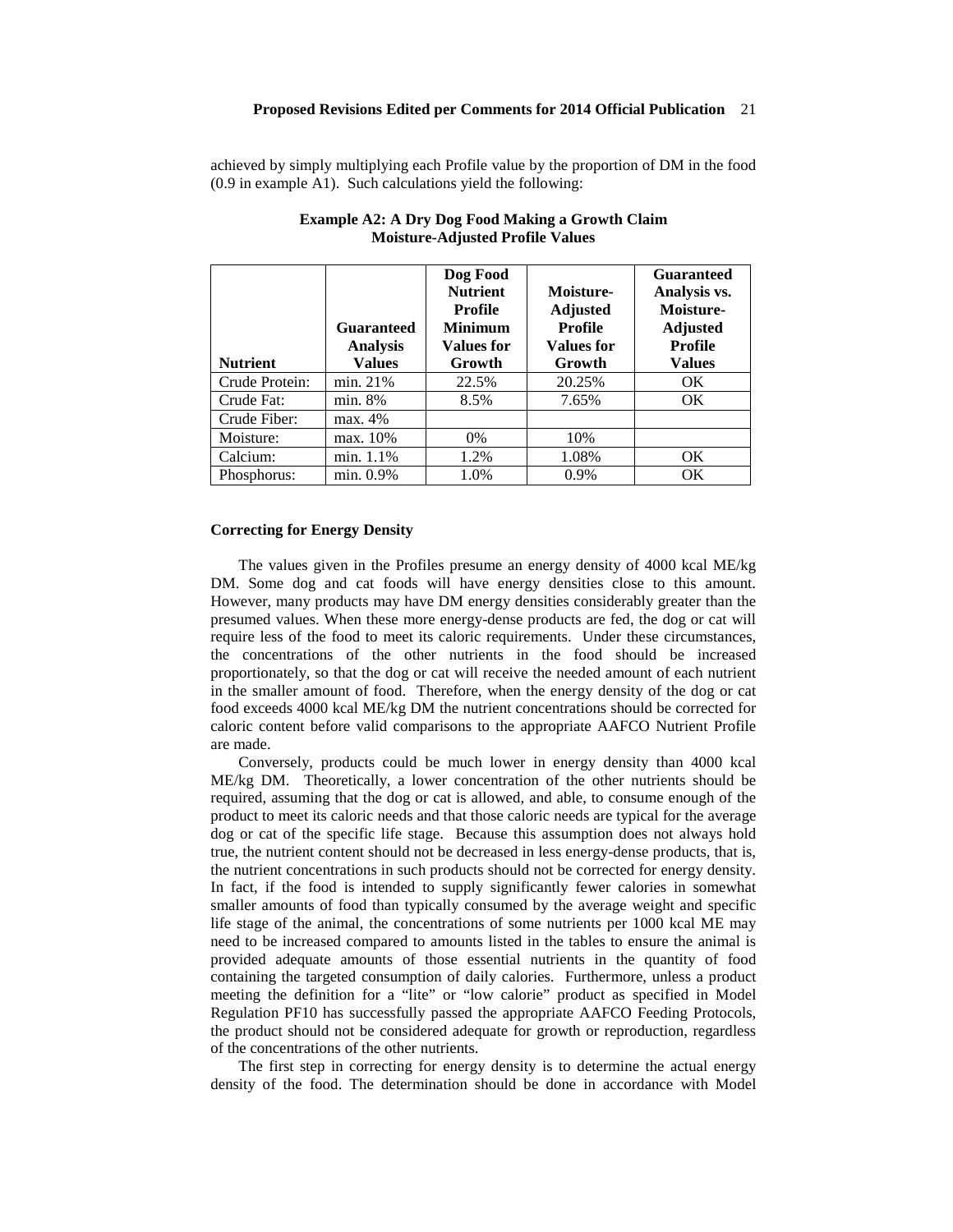achieved by simply multiplying each Profile value by the proportion of DM in the food (0.9 in example A1). Such calculations yield the following:

**Example A2: A Dry Dog Food Making a Growth Claim**
**Moisture-Adjusted Profile Values**

| Nutrient | Guaranteed Analysis Values | Dog Food Nutrient Profile Minimum Values for Growth | Moisture-Adjusted Profile Values for Growth | Guaranteed Analysis vs. Moisture-Adjusted Profile Values |
|---|---|---|---|---|
| Crude Protein: | min. 21% | 22.5% | 20.25% | OK |
| Crude Fat: | min. 8% | 8.5% | 7.65% | OK |
| Crude Fiber: | max. 4% | | | |
| Moisture: | max. 10% | 0% | 10% | |
| Calcium: | min. 1.1% | 1.2% | 1.08% | OK |
| Phosphorus: | min. 0.9% | 1.0% | 0.9% | OK |

**Correcting for Energy Density**

The values given in the Profiles presume an energy density of 4000 kcal ME/kg DM. Some dog and cat foods will have energy densities close to this amount. However, many products may have DM energy densities considerably greater than the presumed values. When these more energy-dense products are fed, the dog or cat will require less of the food to meet its caloric requirements. Under these circumstances, the concentrations of the other nutrients in the food should be increased proportionately, so that the dog or cat will receive the needed amount of each nutrient in the smaller amount of food. Therefore, when the energy density of the dog or cat food exceeds 4000 kcal ME/kg DM the nutrient concentrations should be corrected for caloric content before valid comparisons to the appropriate AAFCO Nutrient Profile are made.

Conversely, products could be much lower in energy density than 4000 kcal ME/kg DM. Theoretically, a lower concentration of the other nutrients should be required, assuming that the dog or cat is allowed, and able, to consume enough of the product to meet its caloric needs and that those caloric needs are typical for the average dog or cat of the specific life stage. Because this assumption does not always hold true, the nutrient content should not be decreased in less energy-dense products, that is, the nutrient concentrations in such products should not be corrected for energy density. In fact, if the food is intended to supply significantly fewer calories in somewhat smaller amounts of food than typically consumed by the average weight and specific life stage of the animal, the concentrations of some nutrients per 1000 kcal ME may need to be increased compared to amounts listed in the tables to ensure the animal is provided adequate amounts of those essential nutrients in the quantity of food containing the targeted consumption of daily calories. Furthermore, unless a product meeting the definition for a "lite" or "low calorie" product as specified in Model Regulation PF10 has successfully passed the appropriate AAFCO Feeding Protocols, the product should not be considered adequate for growth or reproduction, regardless of the concentrations of the other nutrients.

The first step in correcting for energy density is to determine the actual energy density of the food. The determination should be done in accordance with Model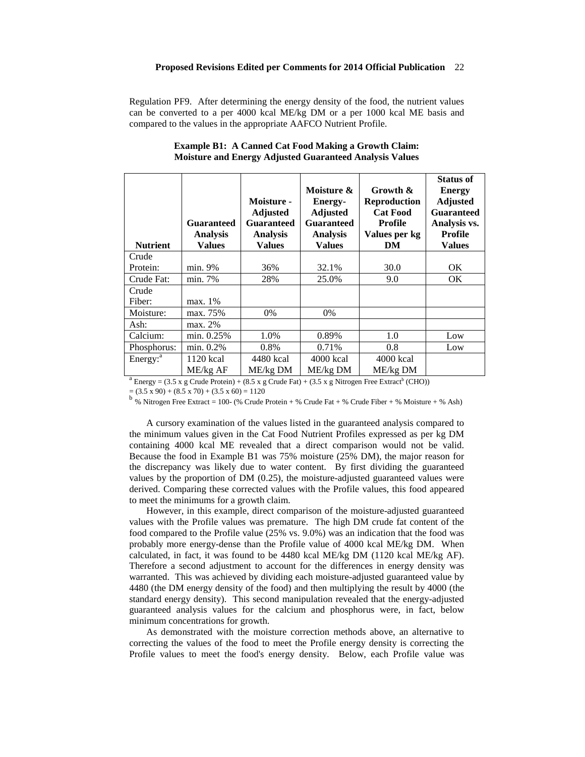Regulation PF9. After determining the energy density of the food, the nutrient values can be converted to a per 4000 kcal ME/kg DM or a per 1000 kcal ME basis and compared to the values in the appropriate AAFCO Nutrient Profile.

**Example B1: A Canned Cat Food Making a Growth Claim: Moisture and Energy Adjusted Guaranteed Analysis Values**

| Nutrient | Guaranteed Analysis Values | Moisture - Adjusted Guaranteed Analysis Values | Moisture & Energy-Adjusted Guaranteed Analysis Values | Growth & Reproduction Cat Food Profile Values per kg DM | Status of Energy Adjusted Guaranteed Analysis vs. Profile Values |
|---|---|---|---|---|---|
| Crude Protein: | min. 9% | 36% | 32.1% | 30.0 | OK |
| Crude Fat: | min. 7% | 28% | 25.0% | 9.0 | OK |
| Crude Fiber: | max. 1% | | | | |
| Moisture: | max. 75% | 0% | 0% | | |
| Ash: | max. 2% | | | | |
| Calcium: | min. 0.25% | 1.0% | 0.89% | 1.0 | Low |
| Phosphorus: | min. 0.2% | 0.8% | 0.71% | 0.8 | Low |
| Energy:[a] | 1120 kcal ME/kg AF | 4480 kcal ME/kg DM | 4000 kcal ME/kg DM | 4000 kcal ME/kg DM | |

[a] Energy = (3.5 x g Crude Protein) + (8.5 x g Crude Fat) + (3.5 x g Nitrogen Free Extract[b] (CHO))
= (3.5 x 90) + (8.5 x 70) + (3.5 x 60) = 1120

[b] % Nitrogen Free Extract = 100- (% Crude Protein + % Crude Fat + % Crude Fiber + % Moisture + % Ash)

A cursory examination of the values listed in the guaranteed analysis compared to the minimum values given in the Cat Food Nutrient Profiles expressed as per kg DM containing 4000 kcal ME revealed that a direct comparison would not be valid. Because the food in Example B1 was 75% moisture (25% DM), the major reason for the discrepancy was likely due to water content. By first dividing the guaranteed values by the proportion of DM (0.25), the moisture-adjusted guaranteed values were derived. Comparing these corrected values with the Profile values, this food appeared to meet the minimums for a growth claim.

However, in this example, direct comparison of the moisture-adjusted guaranteed values with the Profile values was premature. The high DM crude fat content of the food compared to the Profile value (25% vs. 9.0%) was an indication that the food was probably more energy-dense than the Profile value of 4000 kcal ME/kg DM. When calculated, in fact, it was found to be 4480 kcal ME/kg DM (1120 kcal ME/kg AF). Therefore a second adjustment to account for the differences in energy density was warranted. This was achieved by dividing each moisture-adjusted guaranteed value by 4480 (the DM energy density of the food) and then multiplying the result by 4000 (the standard energy density). This second manipulation revealed that the energy-adjusted guaranteed analysis values for the calcium and phosphorus were, in fact, below minimum concentrations for growth.

As demonstrated with the moisture correction methods above, an alternative to correcting the values of the food to meet the Profile energy density is correcting the Profile values to meet the food's energy density. Below, each Profile value was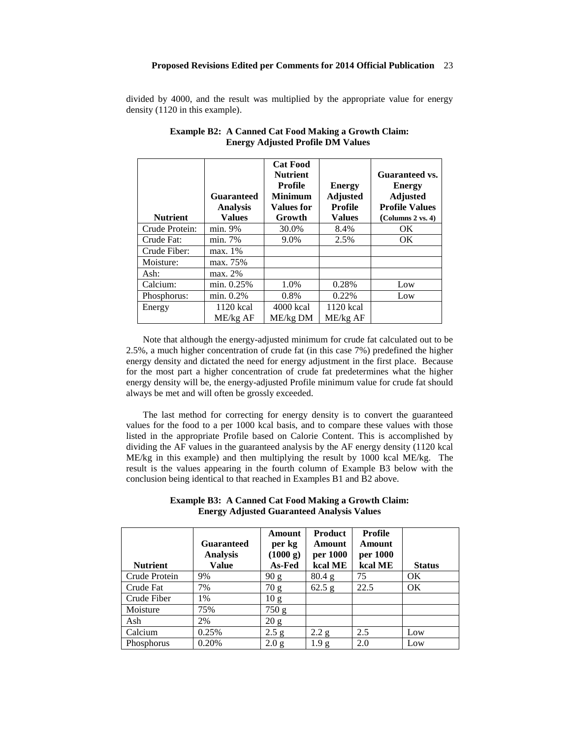divided by 4000, and the result was multiplied by the appropriate value for energy density (1120 in this example).

**Example B2: A Canned Cat Food Making a Growth Claim: Energy Adjusted Profile DM Values**

| Nutrient | Guaranteed Analysis Values | Cat Food Nutrient Profile Minimum Values for Growth | Energy Adjusted Profile Values | Guaranteed vs. Energy Adjusted Profile Values (Columns 2 vs. 4) |
|---|---|---|---|---|
| Crude Protein: | min. 9% | 30.0% | 8.4% | OK |
| Crude Fat: | min. 7% | 9.0% | 2.5% | OK |
| Crude Fiber: | max. 1% | | | |
| Moisture: | max. 75% | | | |
| Ash: | max. 2% | | | |
| Calcium: | min. 0.25% | 1.0% | 0.28% | Low |
| Phosphorus: | min. 0.2% | 0.8% | 0.22% | Low |
| Energy | 1120 kcal ME/kg AF | 4000 kcal ME/kg DM | 1120 kcal ME/kg AF | |

Note that although the energy-adjusted minimum for crude fat calculated out to be 2.5%, a much higher concentration of crude fat (in this case 7%) predefined the higher energy density and dictated the need for energy adjustment in the first place. Because for the most part a higher concentration of crude fat predetermines what the higher energy density will be, the energy-adjusted Profile minimum value for crude fat should always be met and will often be grossly exceeded.

The last method for correcting for energy density is to convert the guaranteed values for the food to a per 1000 kcal basis, and to compare these values with those listed in the appropriate Profile based on Calorie Content. This is accomplished by dividing the AF values in the guaranteed analysis by the AF energy density (1120 kcal ME/kg in this example) and then multiplying the result by 1000 kcal ME/kg. The result is the values appearing in the fourth column of Example B3 below with the conclusion being identical to that reached in Examples B1 and B2 above.

**Example B3: A Canned Cat Food Making a Growth Claim: Energy Adjusted Guaranteed Analysis Values**

| Nutrient | Guaranteed Analysis Value | Amount per kg (1000 g) As-Fed | Product Amount per 1000 kcal ME | Profile Amount per 1000 kcal ME | Status |
|---|---|---|---|---|---|
| Crude Protein | 9% | 90 g | 80.4 g | 75 | OK |
| Crude Fat | 7% | 70 g | 62.5 g | 22.5 | OK |
| Crude Fiber | 1% | 10 g | | | |
| Moisture | 75% | 750 g | | | |
| Ash | 2% | 20 g | | | |
| Calcium | 0.25% | 2.5 g | 2.2 g | 2.5 | Low |
| Phosphorus | 0.20% | 2.0 g | 1.9 g | 2.0 | Low |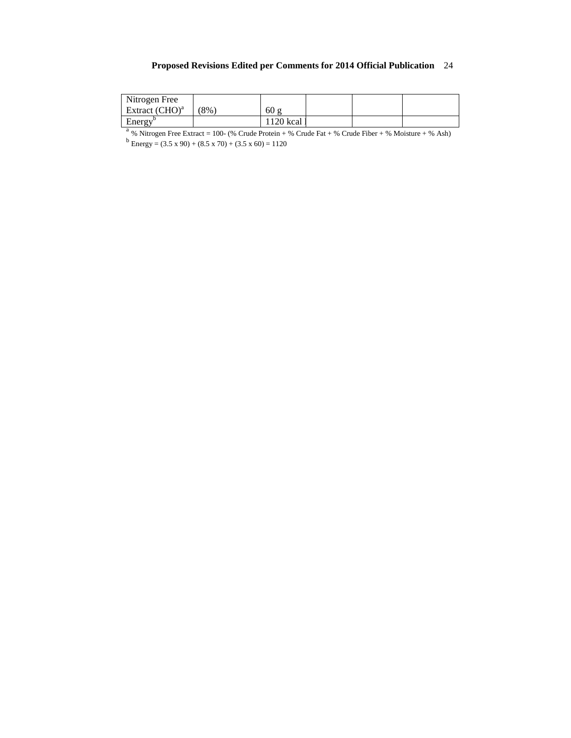| | | | | | |
|---|---|---|---|---|---|
| Nitrogen Free Extract (CHO)[a] | (8%) | 60 g | | | |
| Energy[b] | | 1120 kcal | | | |

[a] % Nitrogen Free Extract = 100- (% Crude Protein + % Crude Fat + % Crude Fiber + % Moisture + % Ash)

[b] Energy = (3.5 x 90) + (8.5 x 70) + (3.5 x 60) = 1120